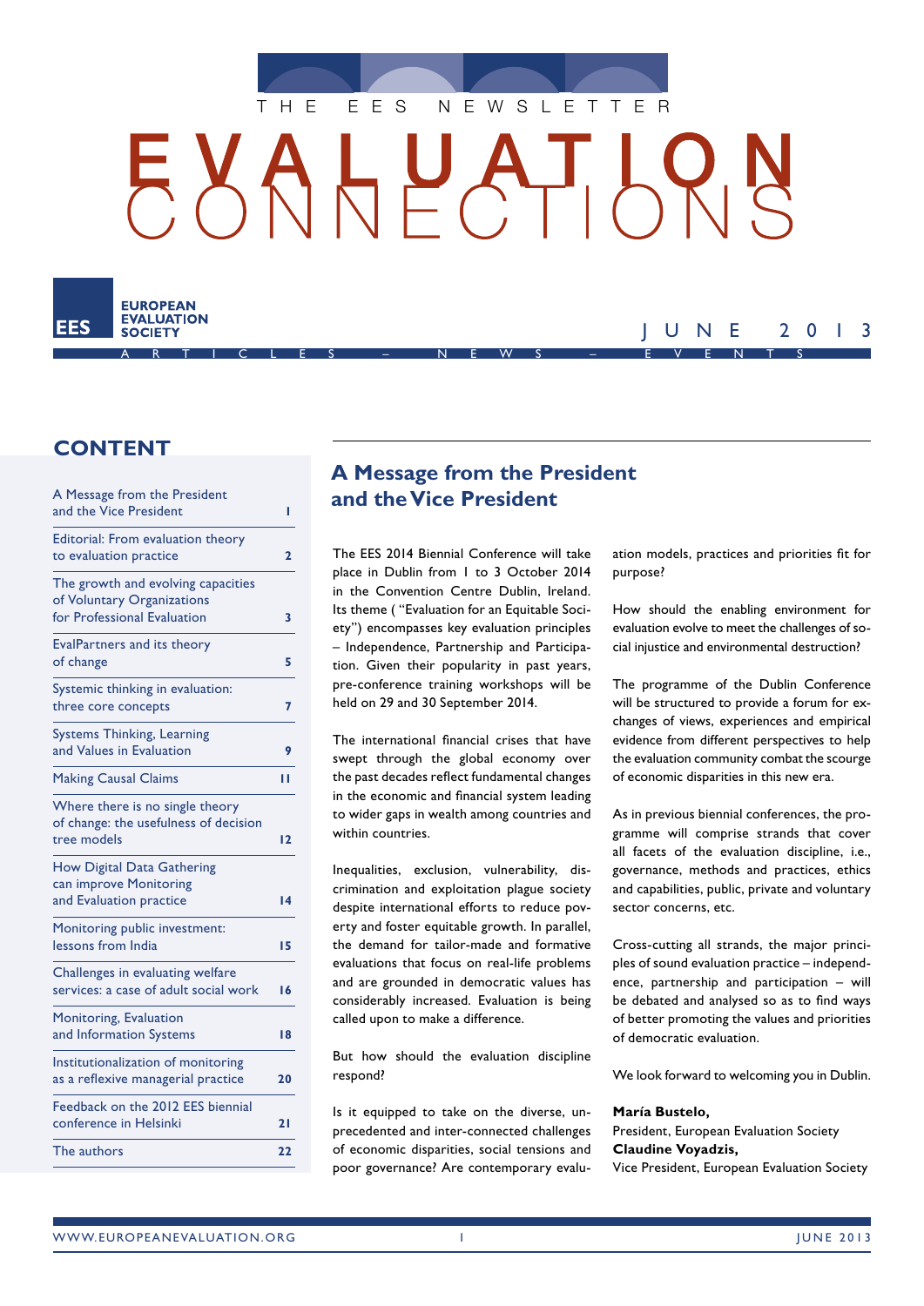THE EES NEWSLETTER

# EVALUATION CONNECTIONS

EUROPEAN EVALUATION SOCIETY

JUNE 2013

ARTICLES – NEWS – EVENTS

## CONTENT

| | |
|---|---|
| A Message from the President and the Vice President | 1 |
| Editorial: From evaluation theory to evaluation practice | 2 |
| The growth and evolving capacities of Voluntary Organizations for Professional Evaluation | 3 |
| EvalPartners and its theory of change | 5 |
| Systemic thinking in evaluation: three core concepts | 7 |
| Systems Thinking, Learning and Values in Evaluation | 9 |
| Making Causal Claims | 11 |
| Where there is no single theory of change: the usefulness of decision tree models | 12 |
| How Digital Data Gathering can improve Monitoring and Evaluation practice | 14 |
| Monitoring public investment: lessons from India | 15 |
| Challenges in evaluating welfare services: a case of adult social work | 16 |
| Monitoring, Evaluation and Information Systems | 18 |
| Institutionalization of monitoring as a reflexive managerial practice | 20 |
| Feedback on the 2012 EES biennial conference in Helsinki | 21 |
| The authors | 22 |

## A Message from the President and the Vice President

The EES 2014 Biennial Conference will take place in Dublin from 1 to 3 October 2014 in the Convention Centre Dublin, Ireland. Its theme ( "Evaluation for an Equitable Society") encompasses key evaluation principles – Independence, Partnership and Participation. Given their popularity in past years, pre-conference training workshops will be held on 29 and 30 September 2014.

The international financial crises that have swept through the global economy over the past decades reflect fundamental changes in the economic and financial system leading to wider gaps in wealth among countries and within countries.

Inequalities, exclusion, vulnerability, discrimination and exploitation plague society despite international efforts to reduce poverty and foster equitable growth. In parallel, the demand for tailor-made and formative evaluations that focus on real-life problems and are grounded in democratic values has considerably increased. Evaluation is being called upon to make a difference.

But how should the evaluation discipline respond?

Is it equipped to take on the diverse, unprecedented and inter-connected challenges of economic disparities, social tensions and poor governance? Are contemporary evaluation models, practices and priorities fit for purpose?

How should the enabling environment for evaluation evolve to meet the challenges of social injustice and environmental destruction?

The programme of the Dublin Conference will be structured to provide a forum for exchanges of views, experiences and empirical evidence from different perspectives to help the evaluation community combat the scourge of economic disparities in this new era.

As in previous biennial conferences, the programme will comprise strands that cover all facets of the evaluation discipline, i.e., governance, methods and practices, ethics and capabilities, public, private and voluntary sector concerns, etc.

Cross-cutting all strands, the major principles of sound evaluation practice – independence, partnership and participation – will be debated and analysed so as to find ways of better promoting the values and priorities of democratic evaluation.

We look forward to welcoming you in Dublin.

**María Bustelo,**
President, European Evaluation Society
**Claudine Voyadzis,**
Vice President, European Evaluation Society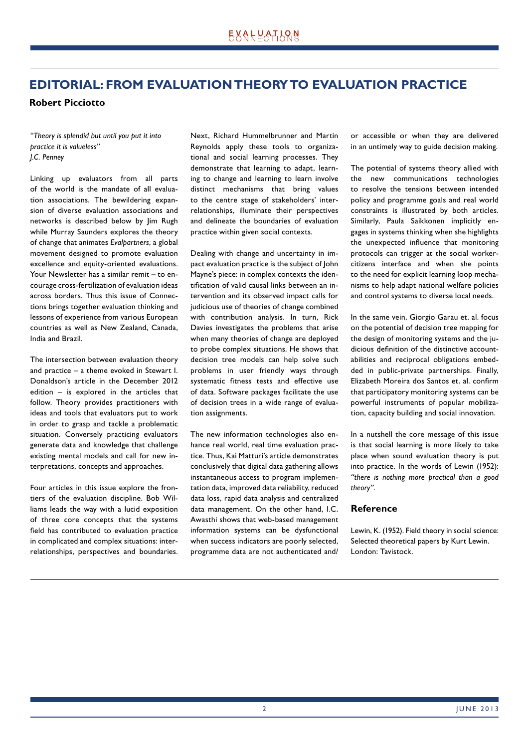# EDITORIAL: FROM EVALUATION THEORY TO EVALUATION PRACTICE

**Robert Picciotto**

*"Theory is splendid but until you put it into practice it is valueless"*
*J.C. Penney*

Linking up evaluators from all parts of the world is the mandate of all evaluation associations. The bewildering expansion of diverse evaluation associations and networks is described below by Jim Rugh while Murray Saunders explores the theory of change that animates *Evalpartners*, a global movement designed to promote evaluation excellence and equity-oriented evaluations. Your Newsletter has a similar remit – to encourage cross-fertilization of evaluation ideas across borders. Thus this issue of Connections brings together evaluation thinking and lessons of experience from various European countries as well as New Zealand, Canada, India and Brazil.

The intersection between evaluation theory and practice – a theme evoked in Stewart I. Donaldson's article in the December 2012 edition – is explored in the articles that follow. Theory provides practitioners with ideas and tools that evaluators put to work in order to grasp and tackle a problematic situation. Conversely practicing evaluators generate data and knowledge that challenge existing mental models and call for new interpretations, concepts and approaches.

Four articles in this issue explore the frontiers of the evaluation discipline. Bob Williams leads the way with a lucid exposition of three core concepts that the systems field has contributed to evaluation practice in complicated and complex situations: interrelationships, perspectives and boundaries. Next, Richard Hummelbrunner and Martin Reynolds apply these tools to organizational and social learning processes. They demonstrate that learning to adapt, learning to change and learning to learn involve distinct mechanisms that bring values to the centre stage of stakeholders' interrelationships, illuminate their perspectives and delineate the boundaries of evaluation practice within given social contexts.

Dealing with change and uncertainty in impact evaluation practice is the subject of John Mayne's piece: in complex contexts the identification of valid causal links between an intervention and its observed impact calls for judicious use of theories of change combined with contribution analysis. In turn, Rick Davies investigates the problems that arise when many theories of change are deployed to probe complex situations. He shows that decision tree models can help solve such problems in user friendly ways through systematic fitness tests and effective use of data. Software packages facilitate the use of decision trees in a wide range of evaluation assignments.

The new information technologies also enhance real world, real time evaluation practice. Thus, Kai Matturi's article demonstrates conclusively that digital data gathering allows instantaneous access to program implementation data, improved data reliability, reduced data loss, rapid data analysis and centralized data management. On the other hand, I.C. Awasthi shows that web-based management information systems can be dysfunctional when success indicators are poorly selected, programme data are not authenticated and/or accessible or when they are delivered in an untimely way to guide decision making.

The potential of systems theory allied with the new communications technologies to resolve the tensions between intended policy and programme goals and real world constraints is illustrated by both articles. Similarly, Paula Saikkonen implicitly engages in systems thinking when she highlights the unexpected influence that monitoring protocols can trigger at the social worker-citizens interface and when she points to the need for explicit learning loop mechanisms to help adapt national welfare policies and control systems to diverse local needs.

In the same vein, Giorgio Garau et. al. focus on the potential of decision tree mapping for the design of monitoring systems and the judicious definition of the distinctive accountabilities and reciprocal obligations embedded in public-private partnerships. Finally, Elizabeth Moreira dos Santos et. al. confirm that participatory monitoring systems can be powerful instruments of popular mobilization, capacity building and social innovation.

In a nutshell the core message of this issue is that social learning is more likely to take place when sound evaluation theory is put into practice. In the words of Lewin (1952): *"there is nothing more practical than a good theory"*.

## Reference

Lewin, K. (1952). Field theory in social science: Selected theoretical papers by Kurt Lewin. London: Tavistock.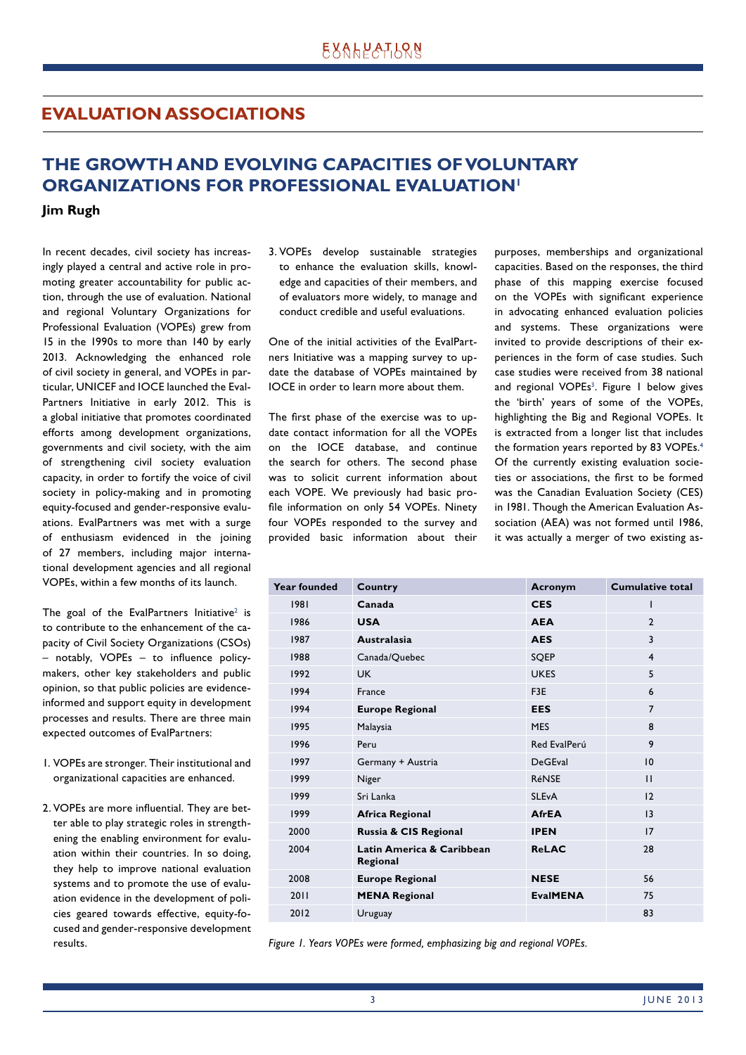## EVALUATION ASSOCIATIONS

# THE GROWTH AND EVOLVING CAPACITIES OF VOLUNTARY ORGANIZATIONS FOR PROFESSIONAL EVALUATION[1]

**Jim Rugh**

In recent decades, civil society has increasingly played a central and active role in promoting greater accountability for public action, through the use of evaluation. National and regional Voluntary Organizations for Professional Evaluation (VOPEs) grew from 15 in the 1990s to more than 140 by early 2013. Acknowledging the enhanced role of civil society in general, and VOPEs in particular, UNICEF and IOCE launched the EvalPartners Initiative in early 2012. This is a global initiative that promotes coordinated efforts among development organizations, governments and civil society, with the aim of strengthening civil society evaluation capacity, in order to fortify the voice of civil society in policy-making and in promoting equity-focused and gender-responsive evaluations. EvalPartners was met with a surge of enthusiasm evidenced in the joining of 27 members, including major international development agencies and all regional VOPEs, within a few months of its launch.

The goal of the EvalPartners Initiative[2] is to contribute to the enhancement of the capacity of Civil Society Organizations (CSOs) – notably, VOPEs – to influence policymakers, other key stakeholders and public opinion, so that public policies are evidence-informed and support equity in development processes and results. There are three main expected outcomes of EvalPartners:

1. VOPEs are stronger. Their institutional and organizational capacities are enhanced.
2. VOPEs are more influential. They are better able to play strategic roles in strengthening the enabling environment for evaluation within their countries. In so doing, they help to improve national evaluation systems and to promote the use of evaluation evidence in the development of policies geared towards effective, equity-focused and gender-responsive development results.
3. VOPEs develop sustainable strategies to enhance the evaluation skills, knowledge and capacities of their members, and of evaluators more widely, to manage and conduct credible and useful evaluations.

One of the initial activities of the EvalPartners Initiative was a mapping survey to update the database of VOPEs maintained by IOCE in order to learn more about them.

The first phase of the exercise was to update contact information for all the VOPEs on the IOCE database, and continue the search for others. The second phase was to solicit current information about each VOPE. We previously had basic profile information on only 54 VOPEs. Ninety four VOPEs responded to the survey and provided basic information about their purposes, memberships and organizational capacities. Based on the responses, the third phase of this mapping exercise focused on the VOPEs with significant experience in advocating enhanced evaluation policies and systems. These organizations were invited to provide descriptions of their experiences in the form of case studies. Such case studies were received from 38 national and regional VOPEs[3]. Figure 1 below gives the 'birth' years of some of the VOPEs, highlighting the Big and Regional VOPEs. It is extracted from a longer list that includes the formation years reported by 83 VOPEs.[4] Of the currently existing evaluation societies or associations, the first to be formed was the Canadian Evaluation Society (CES) in 1981. Though the American Evaluation Association (AEA) was not formed until 1986, it was actually a merger of two existing as-

| Year founded | Country | Acronym | Cumulative total |
|---|---|---|---|
| 1981 | **Canada** | **CES** | 1 |
| 1986 | **USA** | **AEA** | 2 |
| 1987 | **Australasia** | **AES** | 3 |
| 1988 | Canada/Quebec | SQEP | 4 |
| 1992 | UK | UKES | 5 |
| 1994 | France | F3E | 6 |
| 1994 | **Europe Regional** | **EES** | 7 |
| 1995 | Malaysia | MES | 8 |
| 1996 | Peru | Red EvalPerú | 9 |
| 1997 | Germany + Austria | DeGEval | 10 |
| 1999 | Niger | RéNSE | 11 |
| 1999 | Sri Lanka | SLEvA | 12 |
| 1999 | **Africa Regional** | **AfrEA** | 13 |
| 2000 | **Russia & CIS Regional** | **IPEN** | 17 |
| 2004 | **Latin America & Caribbean Regional** | **ReLAC** | 28 |
| 2008 | **Europe Regional** | **NESE** | 56 |
| 2011 | **MENA Regional** | **EvalMENA** | 75 |
| 2012 | Uruguay | | 83 |

*Figure 1. Years VOPEs were formed, emphasizing big and regional VOPEs.*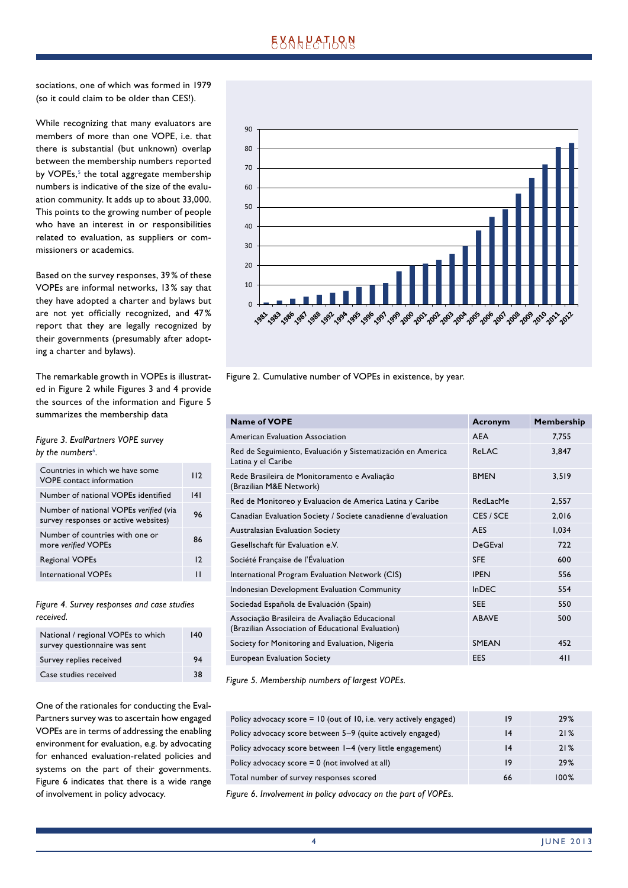sociations, one of which was formed in 1979 (so it could claim to be older than CES!).

While recognizing that many evaluators are members of more than one VOPE, i.e. that there is substantial (but unknown) overlap between the membership numbers reported by VOPEs,[5] the total aggregate membership numbers is indicative of the size of the evaluation community. It adds up to about 33,000. This points to the growing number of people who have an interest in or responsibilities related to evaluation, as suppliers or commissioners or academics.

Based on the survey responses, 39% of these VOPEs are informal networks, 13% say that they have adopted a charter and bylaws but are not yet officially recognized, and 47% report that they are legally recognized by their governments (presumably after adopting a charter and bylaws).

The remarkable growth in VOPEs is illustrated in Figure 2 while Figures 3 and 4 provide the sources of the information and Figure 5 summarizes the membership data

*Figure 3. EvalPartners VOPE survey by the numbers[6].*

| | |
|---|---|
| Countries in which we have some VOPE contact information | 112 |
| Number of national VOPEs identified | 141 |
| Number of national VOPEs *verified* (via survey responses or active websites) | 96 |
| Number of countries with one or more *verified* VOPEs | 86 |
| Regional VOPEs | 12 |
| International VOPEs | 11 |

*Figure 4. Survey responses and case studies received.*

| | |
|---|---|
| National / regional VOPEs to which survey questionnaire was sent | 140 |
| Survey replies received | 94 |
| Case studies received | 38 |

One of the rationales for conducting the EvalPartners survey was to ascertain how engaged VOPEs are in terms of addressing the enabling environment for evaluation, e.g. by advocating for enhanced evaluation-related policies and systems on the part of their governments. Figure 6 indicates that there is a wide range of involvement in policy advocacy.

| Year | 1981 | 1983 | 1986 | 1987 | 1988 | 1992 | 1994 | 1995 | 1996 | 1997 | 1999 | 2000 | 2001 | 2002 | 2003 | 2004 | 2005 | 2006 | 2007 | 2008 | 2009 | 2010 | 2011 | 2012 |
|---|---|---|---|---|---|---|---|---|---|---|---|---|---|---|---|---|---|---|---|---|---|---|---|---|
| VOPEs | 1 | 2 | 3 | 4 | 5 | 6 | 7 | 9 | 10 | 11 | 17 | 20 | 21 | 23 | 26 | 30 | 38 | 45 | 49 | 57 | 65 | 72 | 81 | 83 |

Figure 2. Cumulative number of VOPEs in existence, by year.

| Name of VOPE | Acronym | Membership |
|---|---|---|
| American Evaluation Association | AEA | 7,755 |
| Red de Seguimiento, Evaluación y Sistematización en America Latina y el Caribe | ReLAC | 3,847 |
| Rede Brasileira de Monitoramento e Avaliação (Brazilian M&E Network) | BMEN | 3,519 |
| Red de Monitoreo y Evaluacion de America Latina y Caribe | RedLacMe | 2,557 |
| Canadian Evaluation Society / Societe canadienne d'evaluation | CES / SCE | 2,016 |
| Australasian Evaluation Society | AES | 1,034 |
| Gesellschaft für Evaluation e.V. | DeGEval | 722 |
| Société Française de l'Évaluation | SFE | 600 |
| International Program Evaluation Network (CIS) | IPEN | 556 |
| Indonesian Development Evaluation Community | InDEC | 554 |
| Sociedad Española de Evaluación (Spain) | SEE | 550 |
| Associação Brasileira de Avaliação Educacional (Brazilian Association of Educational Evaluation) | ABAVE | 500 |
| Society for Monitoring and Evaluation, Nigeria | SMEAN | 452 |
| European Evaluation Society | EES | 411 |

*Figure 5. Membership numbers of largest VOPEs.*

| | | |
|---|---|---|
| Policy advocacy score = 10 (out of 10, i.e. very actively engaged) | 19 | 29% |
| Policy advocacy score between 5–9 (quite actively engaged) | 14 | 21% |
| Policy advocacy score between 1–4 (very little engagement) | 14 | 21% |
| Policy advocacy score = 0 (not involved at all) | 19 | 29% |
| Total number of survey responses scored | 66 | 100% |

*Figure 6. Involvement in policy advocacy on the part of VOPEs.*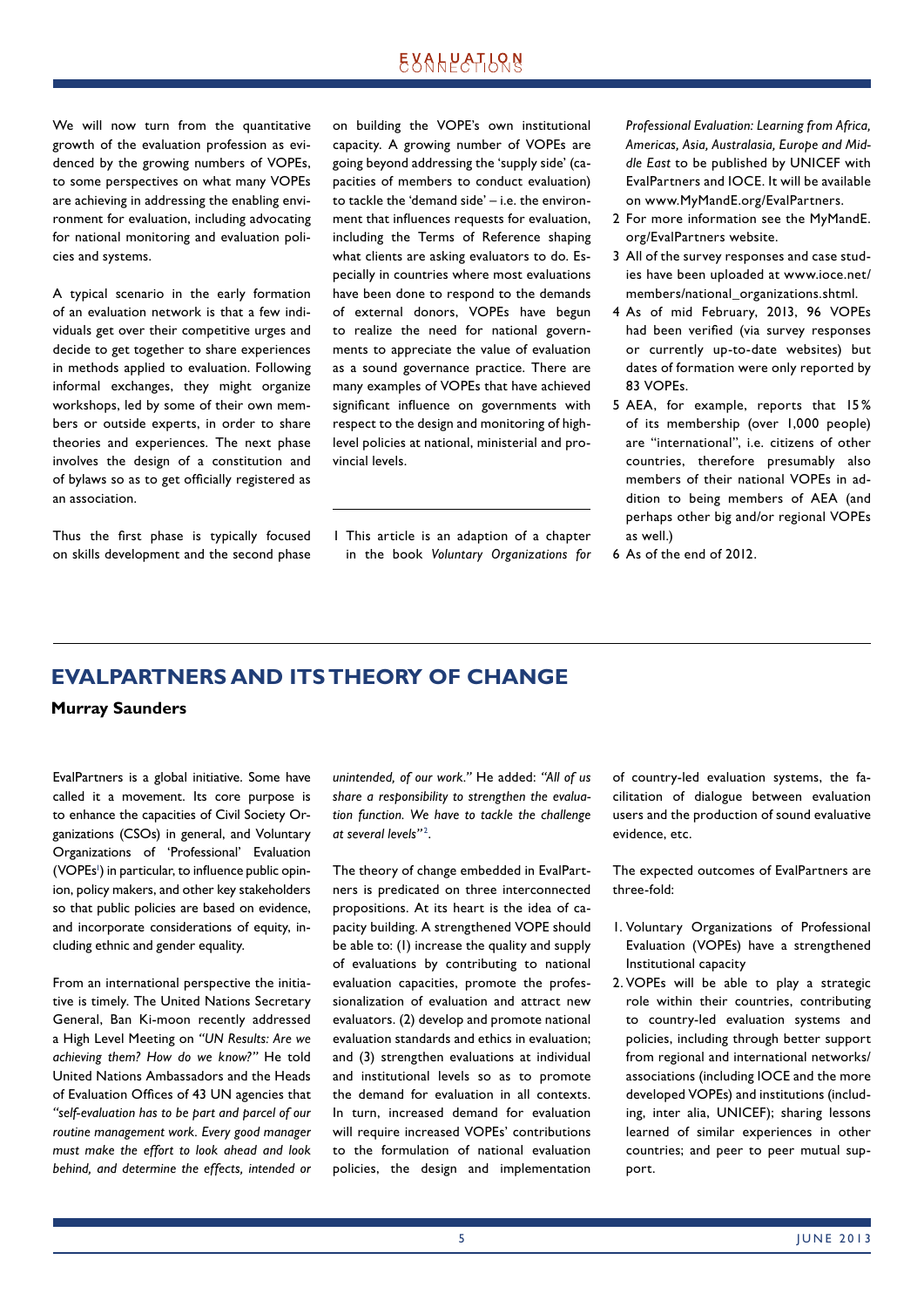We will now turn from the quantitative growth of the evaluation profession as evidenced by the growing numbers of VOPEs, to some perspectives on what many VOPEs are achieving in addressing the enabling environment for evaluation, including advocating for national monitoring and evaluation policies and systems.

A typical scenario in the early formation of an evaluation network is that a few individuals get over their competitive urges and decide to get together to share experiences in methods applied to evaluation. Following informal exchanges, they might organize workshops, led by some of their own members or outside experts, in order to share theories and experiences. The next phase involves the design of a constitution and of bylaws so as to get officially registered as an association.

Thus the first phase is typically focused on skills development and the second phase on building the VOPE's own institutional capacity. A growing number of VOPEs are going beyond addressing the 'supply side' (capacities of members to conduct evaluation) to tackle the 'demand side' – i.e. the environment that influences requests for evaluation, including the Terms of Reference shaping what clients are asking evaluators to do. Especially in countries where most evaluations have been done to respond to the demands of external donors, VOPEs have begun to realize the need for national governments to appreciate the value of evaluation as a sound governance practice. There are many examples of VOPEs that have achieved significant influence on governments with respect to the design and monitoring of high-level policies at national, ministerial and provincial levels.

---

1 This article is an adaption of a chapter in the book *Voluntary Organizations for Professional Evaluation: Learning from Africa, Americas, Asia, Australasia, Europe and Middle East* to be published by UNICEF with EvalPartners and IOCE. It will be available on www.MyMandE.org/EvalPartners.

2 For more information see the MyMandE.org/EvalPartners website.

3 All of the survey responses and case studies have been uploaded at www.ioce.net/members/national_organizations.shtml.

4 As of mid February, 2013, 96 VOPEs had been verified (via survey responses or currently up-to-date websites) but dates of formation were only reported by 83 VOPEs.

5 AEA, for example, reports that 15% of its membership (over 1,000 people) are "international", i.e. citizens of other countries, therefore presumably also members of their national VOPEs in addition to being members of AEA (and perhaps other big and/or regional VOPEs as well.)

6 As of the end of 2012.

## EVALPARTNERS AND ITS THEORY OF CHANGE

**Murray Saunders**

EvalPartners is a global initiative. Some have called it a movement. Its core purpose is to enhance the capacities of Civil Society Organizations (CSOs) in general, and Voluntary Organizations of 'Professional' Evaluation (VOPEs[1]) in particular, to influence public opinion, policy makers, and other key stakeholders so that public policies are based on evidence, and incorporate considerations of equity, including ethnic and gender equality.

From an international perspective the initiative is timely. The United Nations Secretary General, Ban Ki-moon recently addressed a High Level Meeting on *"UN Results: Are we achieving them? How do we know?"* He told United Nations Ambassadors and the Heads of Evaluation Offices of 43 UN agencies that *"self-evaluation has to be part and parcel of our routine management work. Every good manager must make the effort to look ahead and look behind, and determine the effects, intended or unintended, of our work."* He added: *"All of us share a responsibility to strengthen the evaluation function. We have to tackle the challenge at several levels"*[2].

The theory of change embedded in EvalPartners is predicated on three interconnected propositions. At its heart is the idea of capacity building. A strengthened VOPE should be able to: (1) increase the quality and supply of evaluations by contributing to national evaluation capacities, promote the professionalization of evaluation and attract new evaluators. (2) develop and promote national evaluation standards and ethics in evaluation; and (3) strengthen evaluations at individual and institutional levels so as to promote the demand for evaluation in all contexts. In turn, increased demand for evaluation will require increased VOPEs' contributions to the formulation of national evaluation policies, the design and implementation of country-led evaluation systems, the facilitation of dialogue between evaluation users and the production of sound evaluative evidence, etc.

The expected outcomes of EvalPartners are three-fold:

1. Voluntary Organizations of Professional Evaluation (VOPEs) have a strengthened Institutional capacity
2. VOPEs will be able to play a strategic role within their countries, contributing to country-led evaluation systems and policies, including through better support from regional and international networks/associations (including IOCE and the more developed VOPEs) and institutions (including, inter alia, UNICEF); sharing lessons learned of similar experiences in other countries; and peer to peer mutual support.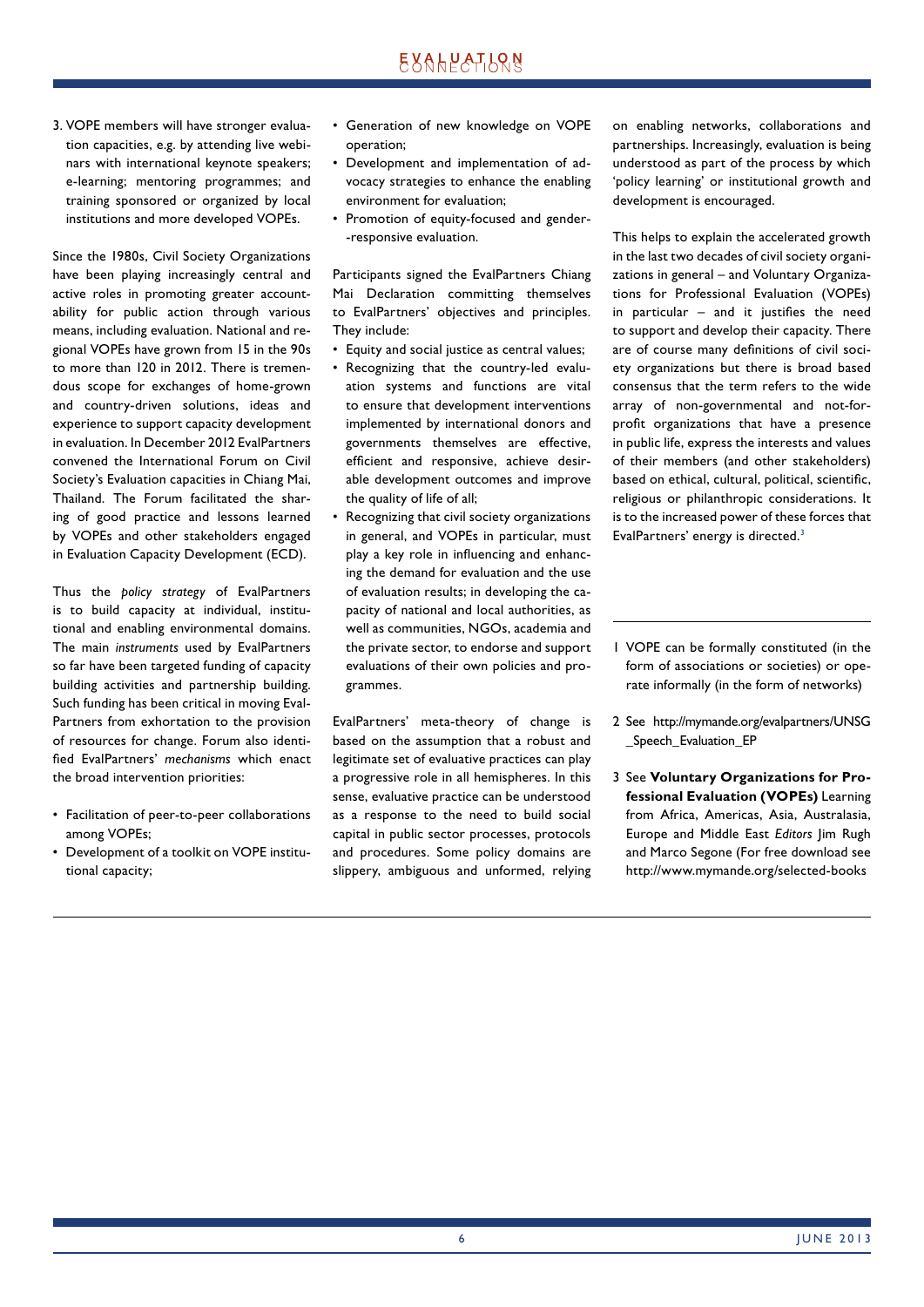3. VOPE members will have stronger evaluation capacities, e.g. by attending live webinars with international keynote speakers; e-learning; mentoring programmes; and training sponsored or organized by local institutions and more developed VOPEs.

Since the 1980s, Civil Society Organizations have been playing increasingly central and active roles in promoting greater accountability for public action through various means, including evaluation. National and regional VOPEs have grown from 15 in the 90s to more than 120 in 2012. There is tremendous scope for exchanges of home-grown and country-driven solutions, ideas and experience to support capacity development in evaluation. In December 2012 EvalPartners convened the International Forum on Civil Society's Evaluation capacities in Chiang Mai, Thailand. The Forum facilitated the sharing of good practice and lessons learned by VOPEs and other stakeholders engaged in Evaluation Capacity Development (ECD).

Thus the *policy strategy* of EvalPartners is to build capacity at individual, institutional and enabling environmental domains. The main *instruments* used by EvalPartners so far have been targeted funding of capacity building activities and partnership building. Such funding has been critical in moving EvalPartners from exhortation to the provision of resources for change. Forum also identified EvalPartners' *mechanisms* which enact the broad intervention priorities:

- Facilitation of peer-to-peer collaborations among VOPEs;
- Development of a toolkit on VOPE institutional capacity;
- Generation of new knowledge on VOPE operation;
- Development and implementation of advocacy strategies to enhance the enabling environment for evaluation;
- Promotion of equity-focused and gender-responsive evaluation.

Participants signed the EvalPartners Chiang Mai Declaration committing themselves to EvalPartners' objectives and principles. They include:

- Equity and social justice as central values;
- Recognizing that the country-led evaluation systems and functions are vital to ensure that development interventions implemented by international donors and governments themselves are effective, efficient and responsive, achieve desirable development outcomes and improve the quality of life of all;
- Recognizing that civil society organizations in general, and VOPEs in particular, must play a key role in influencing and enhancing the demand for evaluation and the use of evaluation results; in developing the capacity of national and local authorities, as well as communities, NGOs, academia and the private sector, to endorse and support evaluations of their own policies and programmes.

EvalPartners' meta-theory of change is based on the assumption that a robust and legitimate set of evaluative practices can play a progressive role in all hemispheres. In this sense, evaluative practice can be understood as a response to the need to build social capital in public sector processes, protocols and procedures. Some policy domains are slippery, ambiguous and unformed, relying on enabling networks, collaborations and partnerships. Increasingly, evaluation is being understood as part of the process by which 'policy learning' or institutional growth and development is encouraged.

This helps to explain the accelerated growth in the last two decades of civil society organizations in general – and Voluntary Organizations for Professional Evaluation (VOPEs) in particular – and it justifies the need to support and develop their capacity. There are of course many definitions of civil society organizations but there is broad based consensus that the term refers to the wide array of non-governmental and not-for-profit organizations that have a presence in public life, express the interests and values of their members (and other stakeholders) based on ethical, cultural, political, scientific, religious or philanthropic considerations. It is to the increased power of these forces that EvalPartners' energy is directed.[3]

---

1 VOPE can be formally constituted (in the form of associations or societies) or operate informally (in the form of networks)

2 See http://mymande.org/evalpartners/UNSG_Speech_Evaluation_EP

3 See **Voluntary Organizations for Professional Evaluation (VOPEs)** Learning from Africa, Americas, Asia, Australasia, Europe and Middle East *Editors* Jim Rugh and Marco Segone (For free download see http://www.mymande.org/selected-books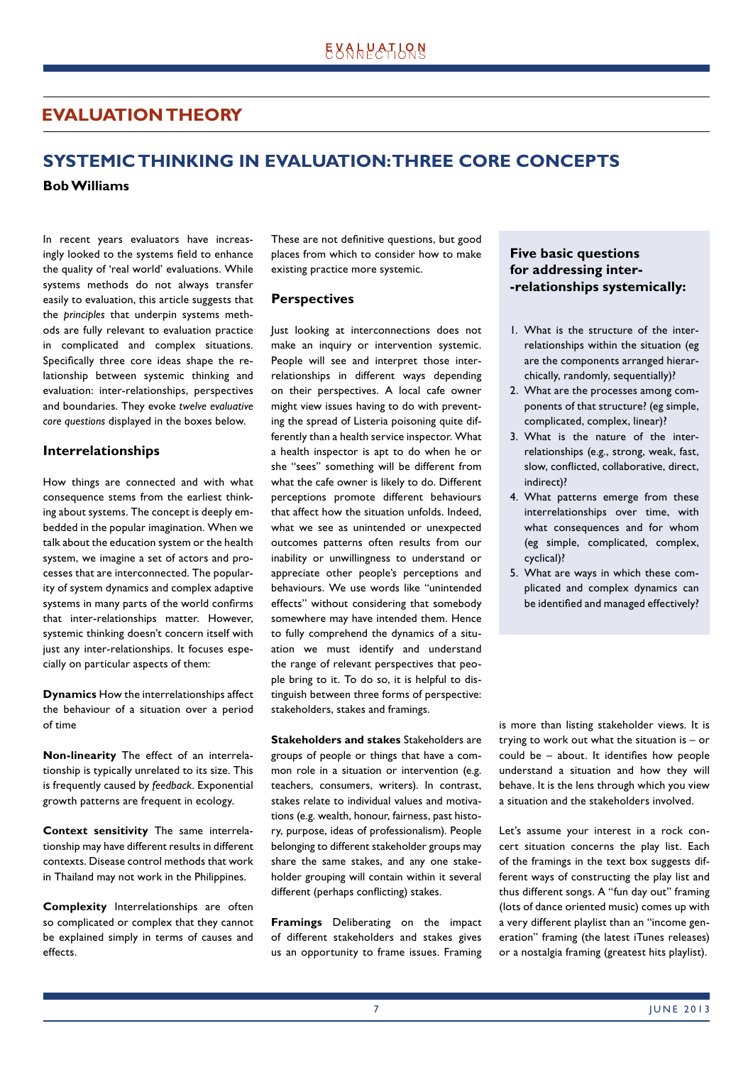## EVALUATION THEORY

# SYSTEMIC THINKING IN EVALUATION: THREE CORE CONCEPTS

**Bob Williams**

In recent years evaluators have increasingly looked to the systems field to enhance the quality of 'real world' evaluations. While systems methods do not always transfer easily to evaluation, this article suggests that the *principles* that underpin systems methods are fully relevant to evaluation practice in complicated and complex situations. Specifically three core ideas shape the relationship between systemic thinking and evaluation: inter-relationships, perspectives and boundaries. They evoke *twelve evaluative core questions* displayed in the boxes below.

### Interrelationships

How things are connected and with what consequence stems from the earliest thinking about systems. The concept is deeply embedded in the popular imagination. When we talk about the education system or the health system, we imagine a set of actors and processes that are interconnected. The popularity of system dynamics and complex adaptive systems in many parts of the world confirms that inter-relationships matter. However, systemic thinking doesn't concern itself with just any inter-relationships. It focuses especially on particular aspects of them:

**Dynamics** How the interrelationships affect the behaviour of a situation over a period of time

**Non-linearity** The effect of an interrelationship is typically unrelated to its size. This is frequently caused by *feedback*. Exponential growth patterns are frequent in ecology.

**Context sensitivity** The same interrelationship may have different results in different contexts. Disease control methods that work in Thailand may not work in the Philippines.

**Complexity** Interrelationships are often so complicated or complex that they cannot be explained simply in terms of causes and effects.

These are not definitive questions, but good places from which to consider how to make existing practice more systemic.

### Five basic questions for addressing inter-relationships systemically:

1. What is the structure of the inter-relationships within the situation (eg are the components arranged hierarchically, randomly, sequentially)?
2. What are the processes among components of that structure? (eg simple, complicated, complex, linear)?
3. What is the nature of the inter-relationships (e.g., strong, weak, fast, slow, conflicted, collaborative, direct, indirect)?
4. What patterns emerge from these interrelationships over time, with what consequences and for whom (eg simple, complicated, complex, cyclical)?
5. What are ways in which these complicated and complex dynamics can be identified and managed effectively?

### Perspectives

Just looking at interconnections does not make an inquiry or intervention systemic. People will see and interpret those interrelationships in different ways depending on their perspectives. A local cafe owner might view issues having to do with preventing the spread of Listeria poisoning quite differently than a health service inspector. What a health inspector is apt to do when he or she "sees" something will be different from what the cafe owner is likely to do. Different perceptions promote different behaviours that affect how the situation unfolds. Indeed, what we see as unintended or unexpected outcomes patterns often results from our inability or unwillingness to understand or appreciate other people's perceptions and behaviours. We use words like "unintended effects" without considering that somebody somewhere may have intended them. Hence to fully comprehend the dynamics of a situation we must identify and understand the range of relevant perspectives that people bring to it. To do so, it is helpful to distinguish between three forms of perspective: stakeholders, stakes and framings.

**Stakeholders and stakes** Stakeholders are groups of people or things that have a common role in a situation or intervention (e.g. teachers, consumers, writers). In contrast, stakes relate to individual values and motivations (e.g. wealth, honour, fairness, past history, purpose, ideas of professionalism). People belonging to different stakeholder groups may share the same stakes, and any one stakeholder grouping will contain within it several different (perhaps conflicting) stakes.

**Framings** Deliberating on the impact of different stakeholders and stakes gives us an opportunity to frame issues. Framing is more than listing stakeholder views. It is trying to work out what the situation is – or could be – about. It identifies how people understand a situation and how they will behave. It is the lens through which you view a situation and the stakeholders involved.

Let's assume your interest in a rock concert situation concerns the play list. Each of the framings in the text box suggests different ways of constructing the play list and thus different songs. A "fun day out" framing (lots of dance oriented music) comes up with a very different playlist than an "income generation" framing (the latest iTunes releases) or a nostalgia framing (greatest hits playlist).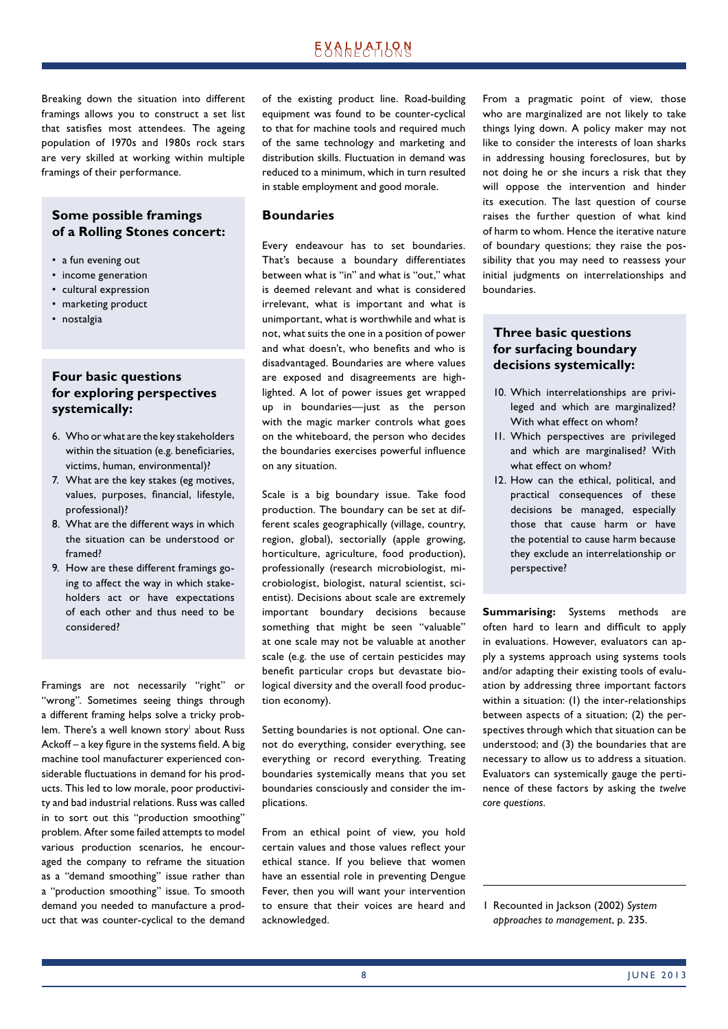Breaking down the situation into different framings allows you to construct a set list that satisfies most attendees. The ageing population of 1970s and 1980s rock stars are very skilled at working within multiple framings of their performance.

### Some possible framings of a Rolling Stones concert:

- a fun evening out
- income generation
- cultural expression
- marketing product
- nostalgia

### Four basic questions for exploring perspectives systemically:

6. Who or what are the key stakeholders within the situation (e.g. beneficiaries, victims, human, environmental)?
7. What are the key stakes (eg motives, values, purposes, financial, lifestyle, professional)?
8. What are the different ways in which the situation can be understood or framed?
9. How are these different framings going to affect the way in which stakeholders act or have expectations of each other and thus need to be considered?

Framings are not necessarily "right" or "wrong". Sometimes seeing things through a different framing helps solve a tricky problem. There's a well known story[1] about Russ Ackoff – a key figure in the systems field. A big machine tool manufacturer experienced considerable fluctuations in demand for his products. This led to low morale, poor productivity and bad industrial relations. Russ was called in to sort out this "production smoothing" problem. After some failed attempts to model various production scenarios, he encouraged the company to reframe the situation as a "demand smoothing" issue rather than a "production smoothing" issue. To smooth demand you needed to manufacture a product that was counter-cyclical to the demand of the existing product line. Road-building equipment was found to be counter-cyclical to that for machine tools and required much of the same technology and marketing and distribution skills. Fluctuation in demand was reduced to a minimum, which in turn resulted in stable employment and good morale.

## Boundaries

Every endeavour has to set boundaries. That's because a boundary differentiates between what is "in" and what is "out," what is deemed relevant and what is considered irrelevant, what is important and what is unimportant, what is worthwhile and what is not, what suits the one in a position of power and what doesn't, who benefits and who is disadvantaged. Boundaries are where values are exposed and disagreements are highlighted. A lot of power issues get wrapped up in boundaries—just as the person with the magic marker controls what goes on the whiteboard, the person who decides the boundaries exercises powerful influence on any situation.

Scale is a big boundary issue. Take food production. The boundary can be set at different scales geographically (village, country, region, global), sectorially (apple growing, horticulture, agriculture, food production), professionally (research microbiologist, microbiologist, biologist, natural scientist, scientist). Decisions about scale are extremely important boundary decisions because something that might be seen "valuable" at one scale may not be valuable at another scale (e.g. the use of certain pesticides may benefit particular crops but devastate biological diversity and the overall food production economy).

Setting boundaries is not optional. One cannot do everything, consider everything, see everything or record everything. Treating boundaries systemically means that you set boundaries consciously and consider the implications.

From an ethical point of view, you hold certain values and those values reflect your ethical stance. If you believe that women have an essential role in preventing Dengue Fever, then you will want your intervention to ensure that their voices are heard and acknowledged.

From a pragmatic point of view, those who are marginalized are not likely to take things lying down. A policy maker may not like to consider the interests of loan sharks in addressing housing foreclosures, but by not doing he or she incurs a risk that they will oppose the intervention and hinder its execution. The last question of course raises the further question of what kind of harm to whom. Hence the iterative nature of boundary questions; they raise the possibility that you may need to reassess your initial judgments on interrelationships and boundaries.

### Three basic questions for surfacing boundary decisions systemically:

10. Which interrelationships are privileged and which are marginalized? With what effect on whom?
11. Which perspectives are privileged and which are marginalised? With what effect on whom?
12. How can the ethical, political, and practical consequences of these decisions be managed, especially those that cause harm or have the potential to cause harm because they exclude an interrelationship or perspective?

**Summarising:** Systems methods are often hard to learn and difficult to apply in evaluations. However, evaluators can apply a systems approach using systems tools and/or adapting their existing tools of evaluation by addressing three important factors within a situation: (1) the inter-relationships between aspects of a situation; (2) the perspectives through which that situation can be understood; and (3) the boundaries that are necessary to allow us to address a situation. Evaluators can systemically gauge the pertinence of these factors by asking the *twelve core questions*.

---

1 Recounted in Jackson (2002) *System approaches to management*, p. 235.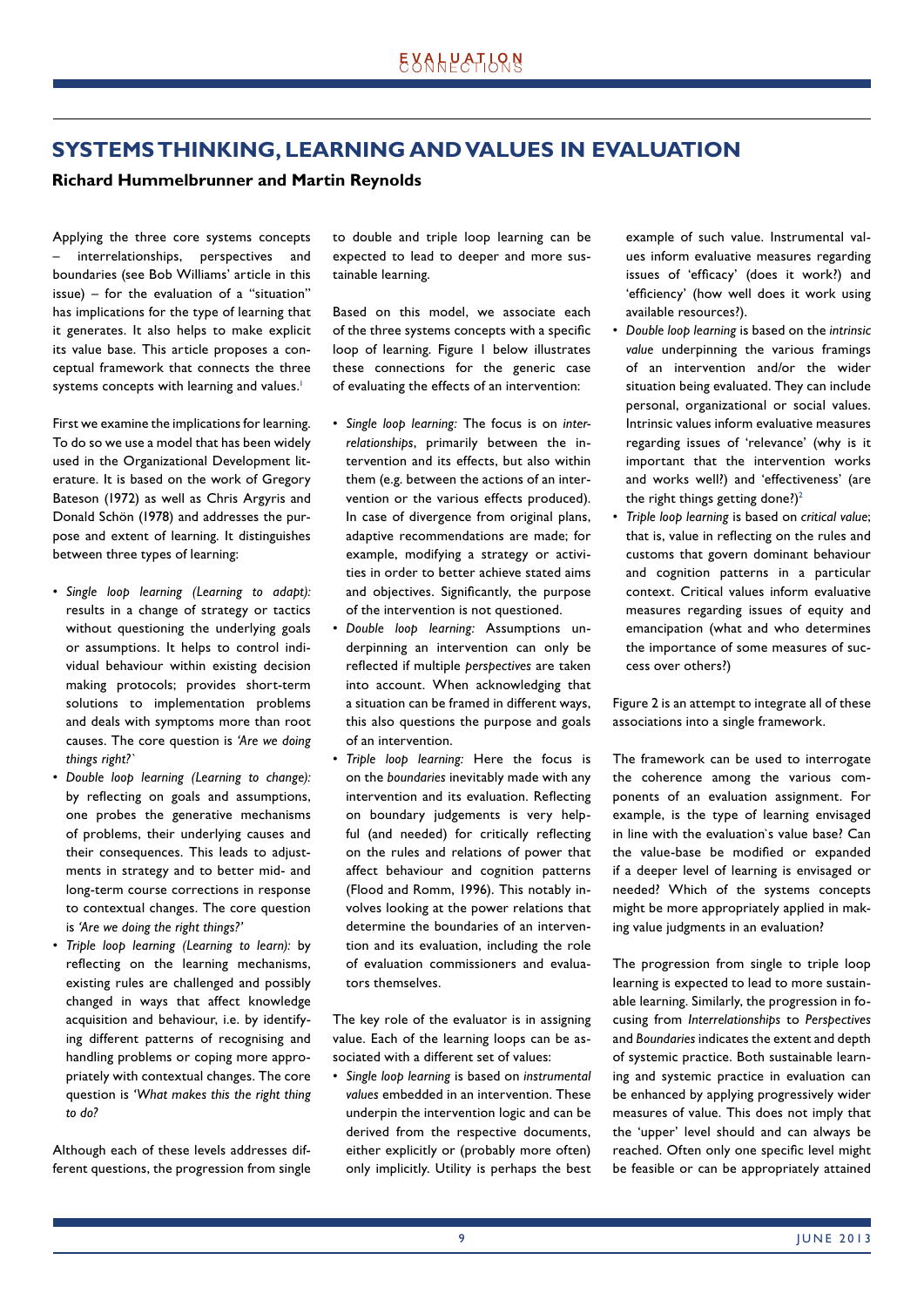# SYSTEMS THINKING, LEARNING AND VALUES IN EVALUATION

**Richard Hummelbrunner and Martin Reynolds**

Applying the three core systems concepts – interrelationships, perspectives and boundaries (see Bob Williams' article in this issue) – for the evaluation of a "situation" has implications for the type of learning that it generates. It also helps to make explicit its value base. This article proposes a conceptual framework that connects the three systems concepts with learning and values.[1]

First we examine the implications for learning. To do so we use a model that has been widely used in the Organizational Development literature. It is based on the work of Gregory Bateson (1972) as well as Chris Argyris and Donald Schön (1978) and addresses the purpose and extent of learning. It distinguishes between three types of learning:

- *Single loop learning (Learning to adapt):* results in a change of strategy or tactics without questioning the underlying goals or assumptions. It helps to control individual behaviour within existing decision making protocols; provides short-term solutions to implementation problems and deals with symptoms more than root causes. The core question is *'Are we doing things right?`*
- *Double loop learning (Learning to change):* by reflecting on goals and assumptions, one probes the generative mechanisms of problems, their underlying causes and their consequences. This leads to adjustments in strategy and to better mid- and long-term course corrections in response to contextual changes. The core question is *'Are we doing the right things?'*
- *Triple loop learning (Learning to learn):* by reflecting on the learning mechanisms, existing rules are challenged and possibly changed in ways that affect knowledge acquisition and behaviour, i.e. by identifying different patterns of recognising and handling problems or coping more appropriately with contextual changes. The core question is *'What makes this the right thing to do?*

Although each of these levels addresses different questions, the progression from single to double and triple loop learning can be expected to lead to deeper and more sustainable learning.

Based on this model, we associate each of the three systems concepts with a specific loop of learning. Figure 1 below illustrates these connections for the generic case of evaluating the effects of an intervention:

- *Single loop learning:* The focus is on *interrelationships*, primarily between the intervention and its effects, but also within them (e.g. between the actions of an intervention or the various effects produced). In case of divergence from original plans, adaptive recommendations are made; for example, modifying a strategy or activities in order to better achieve stated aims and objectives. Significantly, the purpose of the intervention is not questioned.
- *Double loop learning:* Assumptions underpinning an intervention can only be reflected if multiple *perspectives* are taken into account. When acknowledging that a situation can be framed in different ways, this also questions the purpose and goals of an intervention.
- *Triple loop learning:* Here the focus is on the *boundaries* inevitably made with any intervention and its evaluation. Reflecting on boundary judgements is very helpful (and needed) for critically reflecting on the rules and relations of power that affect behaviour and cognition patterns (Flood and Romm, 1996). This notably involves looking at the power relations that determine the boundaries of an intervention and its evaluation, including the role of evaluation commissioners and evaluators themselves.

The key role of the evaluator is in assigning value. Each of the learning loops can be associated with a different set of values:

- *Single loop learning* is based on *instrumental values* embedded in an intervention. These underpin the intervention logic and can be derived from the respective documents, either explicitly or (probably more often) only implicitly. Utility is perhaps the best example of such value. Instrumental values inform evaluative measures regarding issues of 'efficacy' (does it work?) and 'efficiency' (how well does it work using available resources?).
- *Double loop learning* is based on the *intrinsic value* underpinning the various framings of an intervention and/or the wider situation being evaluated. They can include personal, organizational or social values. Intrinsic values inform evaluative measures regarding issues of 'relevance' (why is it important that the intervention works and works well?) and 'effectiveness' (are the right things getting done?)[2]
- *Triple loop learning* is based on *critical value*; that is, value in reflecting on the rules and customs that govern dominant behaviour and cognition patterns in a particular context. Critical values inform evaluative measures regarding issues of equity and emancipation (what and who determines the importance of some measures of success over others?)

Figure 2 is an attempt to integrate all of these associations into a single framework.

The framework can be used to interrogate the coherence among the various components of an evaluation assignment. For example, is the type of learning envisaged in line with the evaluation`s value base? Can the value-base be modified or expanded if a deeper level of learning is envisaged or needed? Which of the systems concepts might be more appropriately applied in making value judgments in an evaluation?

The progression from single to triple loop learning is expected to lead to more sustainable learning. Similarly, the progression in focusing from *Interrelationships* to *Perspectives* and *Boundaries* indicates the extent and depth of systemic practice. Both sustainable learning and systemic practice in evaluation can be enhanced by applying progressively wider measures of value. This does not imply that the 'upper' level should and can always be reached. Often only one specific level might be feasible or can be appropriately attained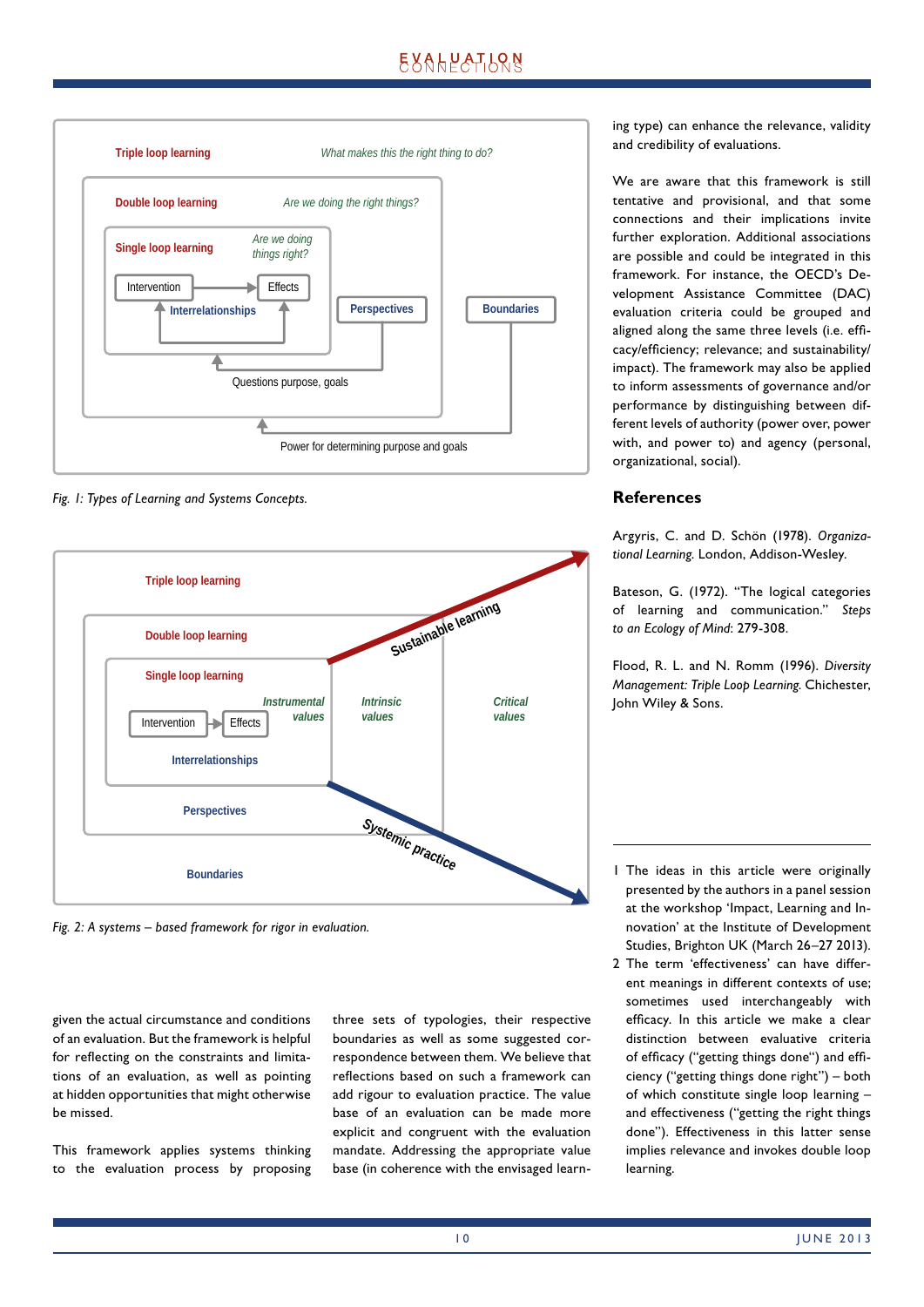Triple loop learning — *What makes this the right thing to do?*

Double loop learning — *Are we doing the right things?*

Single loop learning — *Are we doing things right?*

Intervention → Effects

Interrelationships

Perspectives

Boundaries

Questions purpose, goals

Power for determining purpose and goals

*Fig. 1: Types of Learning and Systems Concepts.*

Triple loop learning

Double loop learning

Single loop learning

Intervention → Effects

Interrelationships

Perspectives

Boundaries

*Instrumental values* | *Intrinsic values* | *Critical values*

Sustainable learning

Systemic practice

*Fig. 2: A systems – based framework for rigor in evaluation.*

given the actual circumstance and conditions of an evaluation. But the framework is helpful for reflecting on the constraints and limitations of an evaluation, as well as pointing at hidden opportunities that might otherwise be missed.

This framework applies systems thinking to the evaluation process by proposing three sets of typologies, their respective boundaries as well as some suggested correspondence between them. We believe that reflections based on such a framework can add rigour to evaluation practice. The value base of an evaluation can be made more explicit and congruent with the evaluation mandate. Addressing the appropriate value base (in coherence with the envisaged learning type) can enhance the relevance, validity and credibility of evaluations.

We are aware that this framework is still tentative and provisional, and that some connections and their implications invite further exploration. Additional associations are possible and could be integrated in this framework. For instance, the OECD's Development Assistance Committee (DAC) evaluation criteria could be grouped and aligned along the same three levels (i.e. efficacy/efficiency; relevance; and sustainability/impact). The framework may also be applied to inform assessments of governance and/or performance by distinguishing between different levels of authority (power over, power with, and power to) and agency (personal, organizational, social).

## References

Argyris, C. and D. Schön (1978). *Organizational Learning.* London, Addison-Wesley.

Bateson, G. (1972). "The logical categories of learning and communication." *Steps to an Ecology of Mind*: 279-308.

Flood, R. L. and N. Romm (1996). *Diversity Management: Triple Loop Learning.* Chichester, John Wiley & Sons.

---

1 The ideas in this article were originally presented by the authors in a panel session at the workshop 'Impact, Learning and Innovation' at the Institute of Development Studies, Brighton UK (March 26–27 2013).

2 The term 'effectiveness' can have different meanings in different contexts of use; sometimes used interchangeably with efficacy. In this article we make a clear distinction between evaluative criteria of efficacy ("getting things done") and efficiency ("getting things done right") – both of which constitute single loop learning – and effectiveness ("getting the right things done"). Effectiveness in this latter sense implies relevance and invokes double loop learning.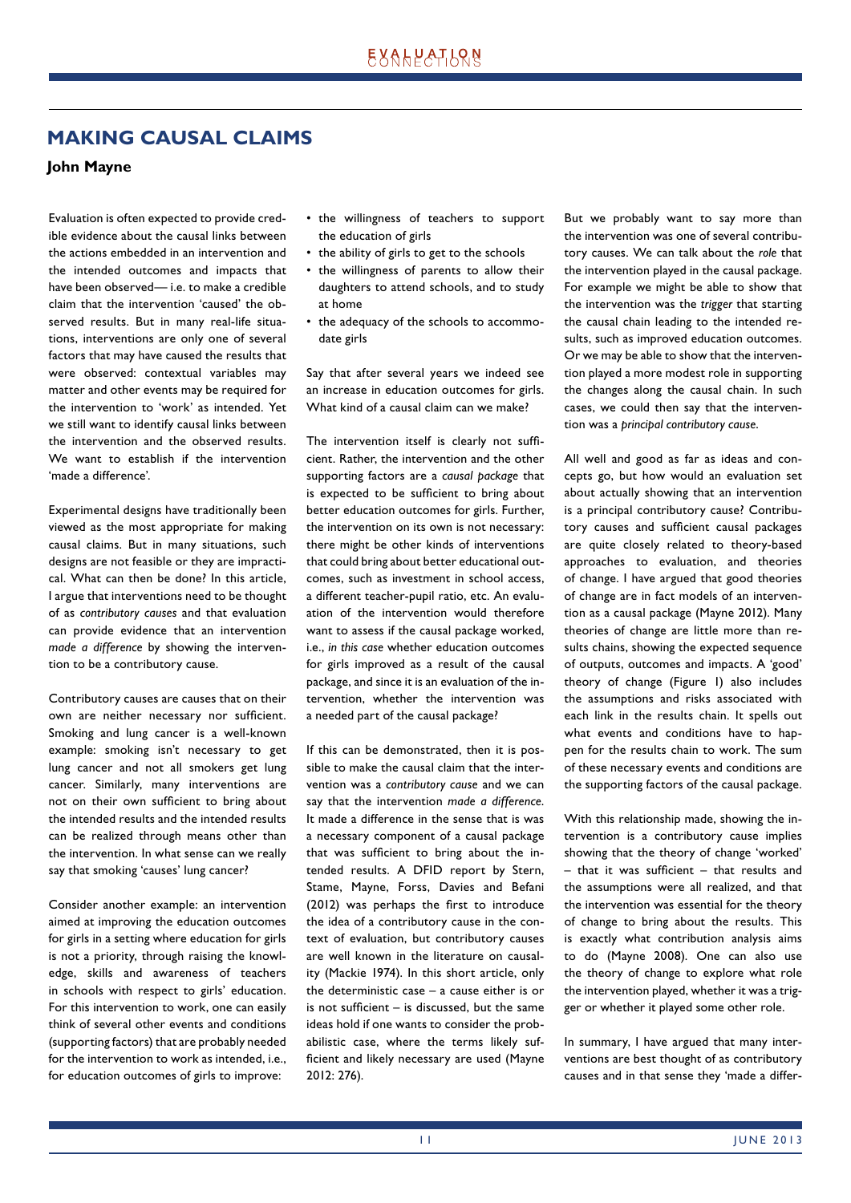## MAKING CAUSAL CLAIMS

**John Mayne**

Evaluation is often expected to provide credible evidence about the causal links between the actions embedded in an intervention and the intended outcomes and impacts that have been observed— i.e. to make a credible claim that the intervention 'caused' the observed results. But in many real-life situations, interventions are only one of several factors that may have caused the results that were observed: contextual variables may matter and other events may be required for the intervention to 'work' as intended. Yet we still want to identify causal links between the intervention and the observed results. We want to establish if the intervention 'made a difference'.

Experimental designs have traditionally been viewed as the most appropriate for making causal claims. But in many situations, such designs are not feasible or they are impractical. What can then be done? In this article, I argue that interventions need to be thought of as *contributory causes* and that evaluation can provide evidence that an intervention *made a difference* by showing the intervention to be a contributory cause.

Contributory causes are causes that on their own are neither necessary nor sufficient. Smoking and lung cancer is a well-known example: smoking isn't necessary to get lung cancer and not all smokers get lung cancer. Similarly, many interventions are not on their own sufficient to bring about the intended results and the intended results can be realized through means other than the intervention. In what sense can we really say that smoking 'causes' lung cancer?

Consider another example: an intervention aimed at improving the education outcomes for girls in a setting where education for girls is not a priority, through raising the knowledge, skills and awareness of teachers in schools with respect to girls' education. For this intervention to work, one can easily think of several other events and conditions (supporting factors) that are probably needed for the intervention to work as intended, i.e., for education outcomes of girls to improve:

- the willingness of teachers to support the education of girls
- the ability of girls to get to the schools
- the willingness of parents to allow their daughters to attend schools, and to study at home
- the adequacy of the schools to accommodate girls

Say that after several years we indeed see an increase in education outcomes for girls. What kind of a causal claim can we make?

The intervention itself is clearly not sufficient. Rather, the intervention and the other supporting factors are a *causal package* that is expected to be sufficient to bring about better education outcomes for girls. Further, the intervention on its own is not necessary: there might be other kinds of interventions that could bring about better educational outcomes, such as investment in school access, a different teacher-pupil ratio, etc. An evaluation of the intervention would therefore want to assess if the causal package worked, i.e., *in this case* whether education outcomes for girls improved as a result of the causal package, and since it is an evaluation of the intervention, whether the intervention was a needed part of the causal package?

If this can be demonstrated, then it is possible to make the causal claim that the intervention was a *contributory cause* and we can say that the intervention *made a difference*. It made a difference in the sense that is was a necessary component of a causal package that was sufficient to bring about the intended results. A DFID report by Stern, Stame, Mayne, Forss, Davies and Befani (2012) was perhaps the first to introduce the idea of a contributory cause in the context of evaluation, but contributory causes are well known in the literature on causality (Mackie 1974). In this short article, only the deterministic case – a cause either is or is not sufficient – is discussed, but the same ideas hold if one wants to consider the probabilistic case, where the terms likely sufficient and likely necessary are used (Mayne 2012: 276).

But we probably want to say more than the intervention was one of several contributory causes. We can talk about the *role* that the intervention played in the causal package. For example we might be able to show that the intervention was the *trigger* that starting the causal chain leading to the intended results, such as improved education outcomes. Or we may be able to show that the intervention played a more modest role in supporting the changes along the causal chain. In such cases, we could then say that the intervention was a *principal contributory cause*.

All well and good as far as ideas and concepts go, but how would an evaluation set about actually showing that an intervention is a principal contributory cause? Contributory causes and sufficient causal packages are quite closely related to theory-based approaches to evaluation, and theories of change. I have argued that good theories of change are in fact models of an intervention as a causal package (Mayne 2012). Many theories of change are little more than results chains, showing the expected sequence of outputs, outcomes and impacts. A 'good' theory of change (Figure 1) also includes the assumptions and risks associated with each link in the results chain. It spells out what events and conditions have to happen for the results chain to work. The sum of these necessary events and conditions are the supporting factors of the causal package.

With this relationship made, showing the intervention is a contributory cause implies showing that the theory of change 'worked' – that it was sufficient – that results and the assumptions were all realized, and that the intervention was essential for the theory of change to bring about the results. This is exactly what contribution analysis aims to do (Mayne 2008). One can also use the theory of change to explore what role the intervention played, whether it was a trigger or whether it played some other role.

In summary, I have argued that many interventions are best thought of as contributory causes and in that sense they 'made a differ-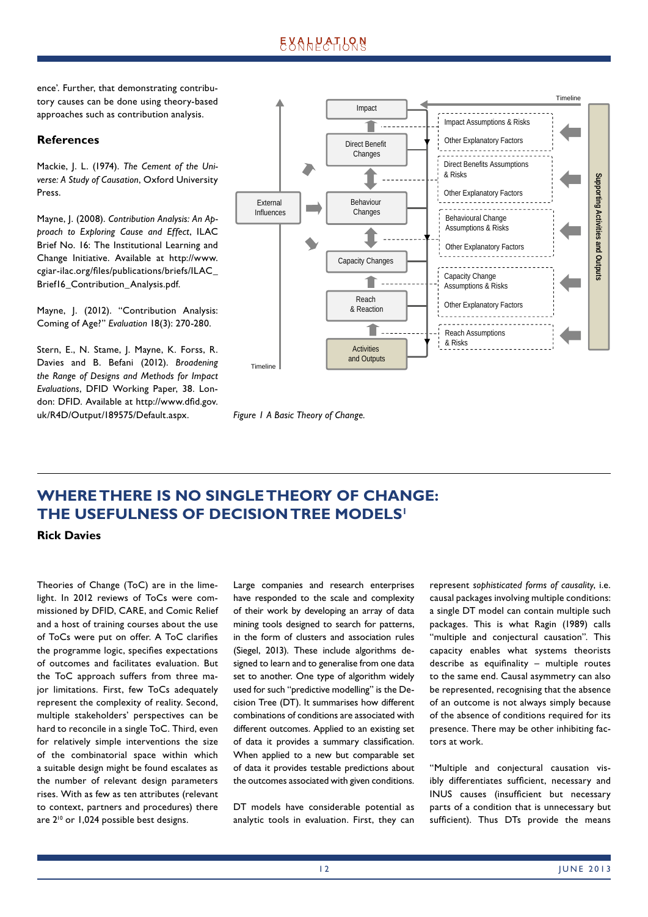ence'. Further, that demonstrating contributory causes can be done using theory-based approaches such as contribution analysis.

### References

Mackie, J. L. (1974). *The Cement of the Universe: A Study of Causation*, Oxford University Press.

Mayne, J. (2008). *Contribution Analysis: An Approach to Exploring Cause and Effect*, ILAC Brief No. 16: The Institutional Learning and Change Initiative. Available at http://www.cgiar-ilac.org/files/publications/briefs/ILAC_Brief16_Contribution_Analysis.pdf.

Mayne, J. (2012). "Contribution Analysis: Coming of Age?" *Evaluation* 18(3): 270-280.

Stern, E., N. Stame, J. Mayne, K. Forss, R. Davies and B. Befani (2012). *Broadening the Range of Designs and Methods for Impact Evaluations*, DFID Working Paper, 38. London: DFID. Available at http://www.dfid.gov.uk/R4D/Output/189575/Default.aspx.

Timeline

Impact | Impact Assumptions & Risks | Other Explanatory Factors

Direct Benefit Changes | Direct Benefits Assumptions & Risks | Other Explanatory Factors

External Influences

Behaviour Changes | Behavioural Change Assumptions & Risks | Other Explanatory Factors

Capacity Changes | Capacity Change Assumptions & Risks | Other Explanatory Factors

Reach & Reaction | Reach Assumptions & Risks

Activities and Outputs

Supporting Activities and Outputs

Timeline

*Figure 1 A Basic Theory of Change.*

---

## WHERE THERE IS NO SINGLE THEORY OF CHANGE: THE USEFULNESS OF DECISION TREE MODELS[1]

**Rick Davies**

Theories of Change (ToC) are in the limelight. In 2012 reviews of ToCs were commissioned by DFID, CARE, and Comic Relief and a host of training courses about the use of ToCs were put on offer. A ToC clarifies the programme logic, specifies expectations of outcomes and facilitates evaluation. But the ToC approach suffers from three major limitations. First, few ToCs adequately represent the complexity of reality. Second, multiple stakeholders' perspectives can be hard to reconcile in a single ToC. Third, even for relatively simple interventions the size of the combinatorial space within which a suitable design might be found escalates as the number of relevant design parameters rises. With as few as ten attributes (relevant to context, partners and procedures) there are $2^{10}$ or 1,024 possible best designs.

Large companies and research enterprises have responded to the scale and complexity of their work by developing an array of data mining tools designed to search for patterns, in the form of clusters and association rules (Siegel, 2013). These include algorithms designed to learn and to generalise from one data set to another. One type of algorithm widely used for such "predictive modelling" is the Decision Tree (DT). It summarises how different combinations of conditions are associated with different outcomes. Applied to an existing set of data it provides a summary classification. When applied to a new but comparable set of data it provides testable predictions about the outcomes associated with given conditions.

DT models have considerable potential as analytic tools in evaluation. First, they can represent *sophisticated forms of causality*, i.e. causal packages involving multiple conditions: a single DT model can contain multiple such packages. This is what Ragin (1989) calls "multiple and conjectural causation". This capacity enables what systems theorists describe as equifinality – multiple routes to the same end. Causal asymmetry can also be represented, recognising that the absence of an outcome is not always simply because of the absence of conditions required for its presence. There may be other inhibiting factors at work.

"Multiple and conjectural causation visibly differentiates sufficient, necessary and INUS causes (insufficient but necessary parts of a condition that is unnecessary but sufficient). Thus DTs provide the means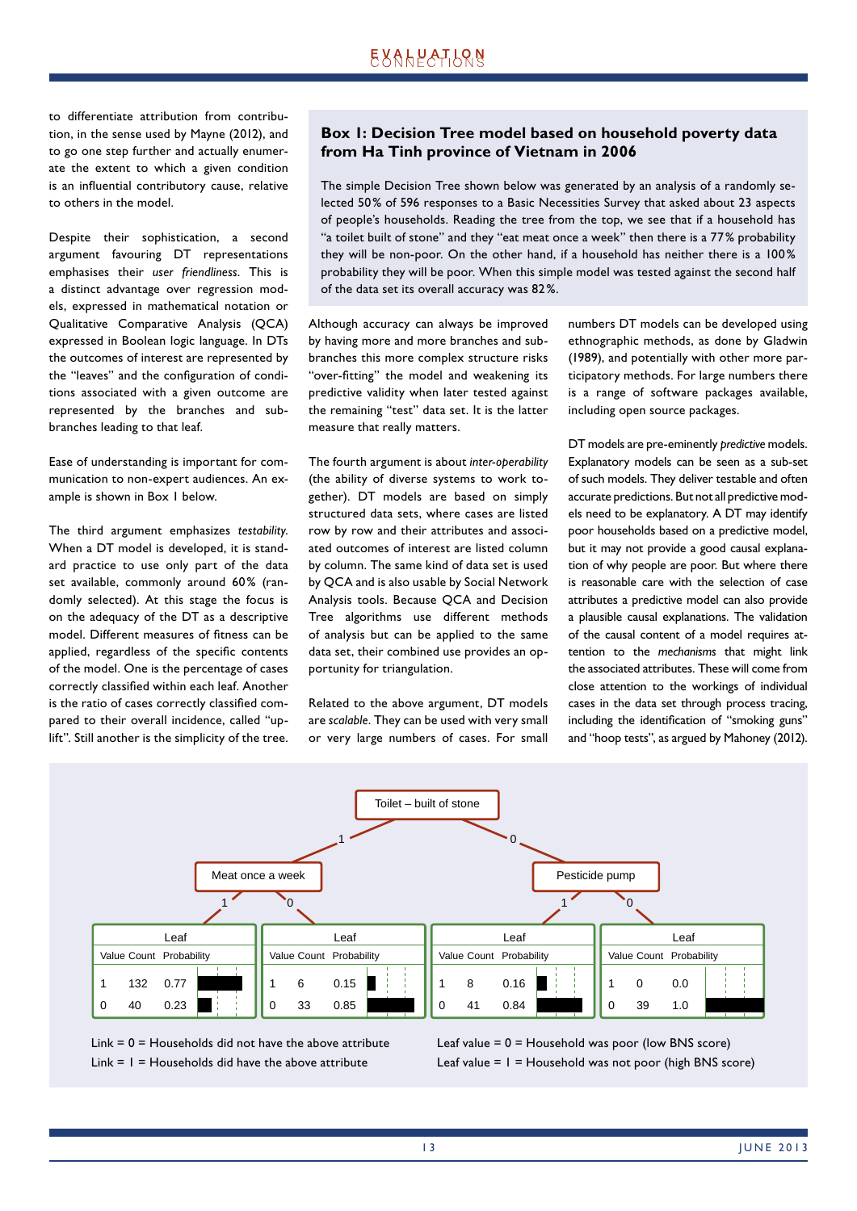to differentiate attribution from contribution, in the sense used by Mayne (2012), and to go one step further and actually enumerate the extent to which a given condition is an influential contributory cause, relative to others in the model.

Despite their sophistication, a second argument favouring DT representations emphasises their *user friendliness*. This is a distinct advantage over regression models, expressed in mathematical notation or Qualitative Comparative Analysis (QCA) expressed in Boolean logic language. In DTs the outcomes of interest are represented by the "leaves" and the configuration of conditions associated with a given outcome are represented by the branches and sub-branches leading to that leaf.

Ease of understanding is important for communication to non-expert audiences. An example is shown in Box 1 below.

The third argument emphasizes *testability*. When a DT model is developed, it is standard practice to use only part of the data set available, commonly around 60% (randomly selected). At this stage the focus is on the adequacy of the DT as a descriptive model. Different measures of fitness can be applied, regardless of the specific contents of the model. One is the percentage of cases correctly classified within each leaf. Another is the ratio of cases correctly classified compared to their overall incidence, called "uplift". Still another is the simplicity of the tree.

### Box 1: Decision Tree model based on household poverty data from Ha Tinh province of Vietnam in 2006

The simple Decision Tree shown below was generated by an analysis of a randomly selected 50% of 596 responses to a Basic Necessities Survey that asked about 23 aspects of people's households. Reading the tree from the top, we see that if a household has "a toilet built of stone" and they "eat meat once a week" then there is a 77% probability they will be non-poor. On the other hand, if a household has neither there is a 100% probability they will be poor. When this simple model was tested against the second half of the data set its overall accuracy was 82%.

Although accuracy can always be improved by having more and more branches and sub-branches this more complex structure risks "over-fitting" the model and weakening its predictive validity when later tested against the remaining "test" data set. It is the latter measure that really matters.

The fourth argument is about *inter-operability* (the ability of diverse systems to work together). DT models are based on simply structured data sets, where cases are listed row by row and their attributes and associated outcomes of interest are listed column by column. The same kind of data set is used by QCA and is also usable by Social Network Analysis tools. Because QCA and Decision Tree algorithms use different methods of analysis but can be applied to the same data set, their combined use provides an opportunity for triangulation.

Related to the above argument, DT models are *scalable*. They can be used with very small or very large numbers of cases. For small numbers DT models can be developed using ethnographic methods, as done by Gladwin (1989), and potentially with other more participatory methods. For large numbers there is a range of software packages available, including open source packages.

DT models are pre-eminently *predictive* models. Explanatory models can be seen as a sub-set of such models. They deliver testable and often accurate predictions. But not all predictive models need to be explanatory. A DT may identify poor households based on a predictive model, but it may not provide a good causal explanation of why people are poor. But where there is reasonable care with the selection of case attributes a predictive model can also provide plausible causal explanations. The validation of the causal content of a model requires attention to the *mechanisms* that might link the associated attributes. These will come from close attention to the workings of individual cases in the data set through process tracing, including the identification of "smoking guns" and "hoop tests", as argued by Mahoney (2012).

Toilet – built of stone
- 1 → Meat once a week
  - 1 → Leaf

    | Value | Count | Probability |
    |---|---|---|
    | 1 | 132 | 0.77 |
    | 0 | 40 | 0.23 |

  - 0 → Leaf

    | Value | Count | Probability |
    |---|---|---|
    | 1 | 6 | 0.15 |
    | 0 | 33 | 0.85 |

- 0 → Pesticide pump
  - 1 → Leaf

    | Value | Count | Probability |
    |---|---|---|
    | 1 | 8 | 0.16 |
    | 0 | 41 | 0.84 |

  - 0 → Leaf

    | Value | Count | Probability |
    |---|---|---|
    | 1 | 0 | 0.0 |
    | 0 | 39 | 1.0 |

Link = 0 = Households did not have the above attribute
Link = 1 = Households did have the above attribute

Leaf value = 0 = Household was poor (low BNS score)
Leaf value = 1 = Household was not poor (high BNS score)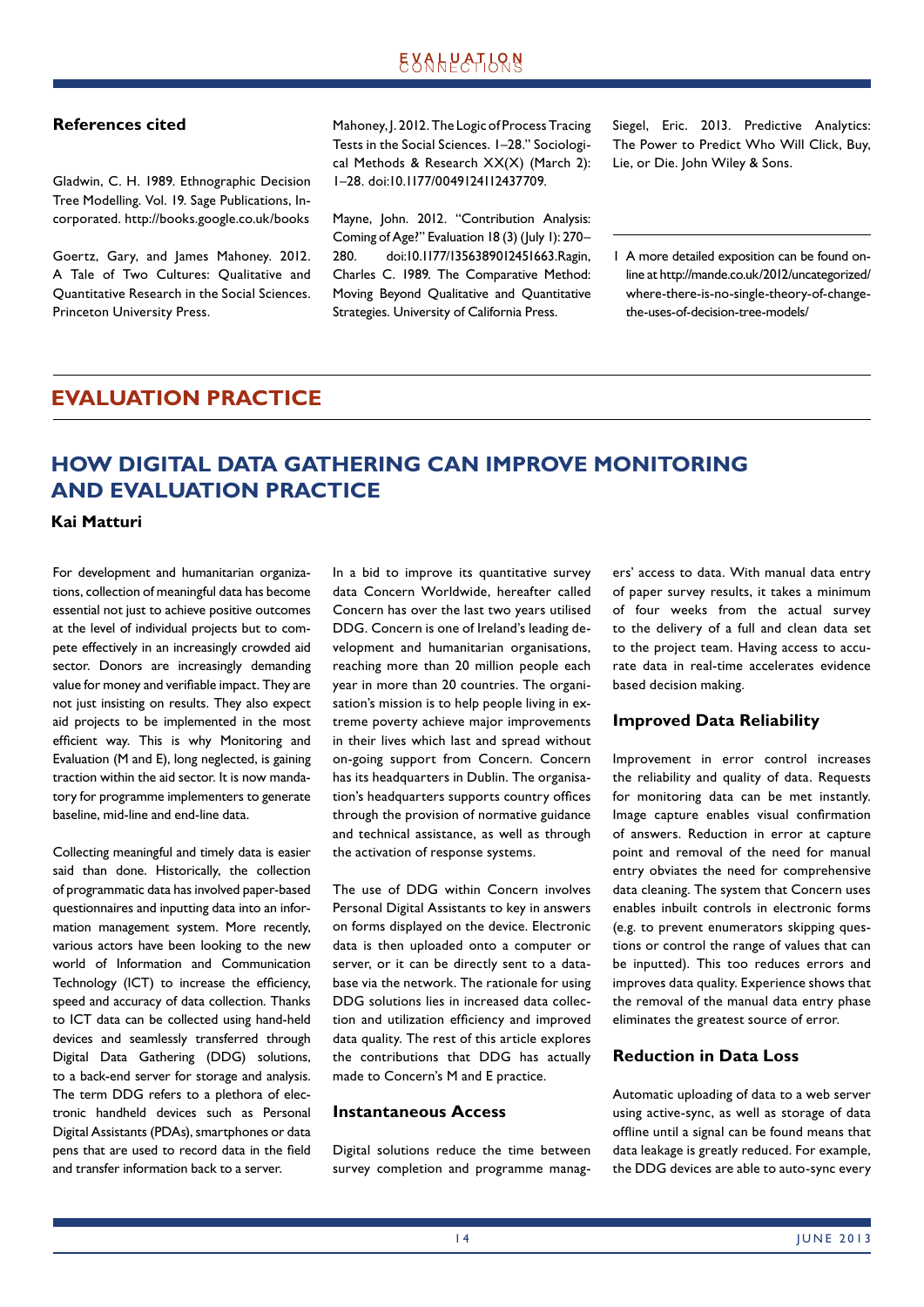### References cited

Gladwin, C. H. 1989. Ethnographic Decision Tree Modelling. Vol. 19. Sage Publications, Incorporated. http://books.google.co.uk/books

Goertz, Gary, and James Mahoney. 2012. A Tale of Two Cultures: Qualitative and Quantitative Research in the Social Sciences. Princeton University Press.

Mahoney, J. 2012. The Logic of Process Tracing Tests in the Social Sciences. 1–28." Sociological Methods & Research XX(X) (March 2): 1–28. doi:10.1177/0049124112437709.

Mayne, John. 2012. "Contribution Analysis: Coming of Age?" Evaluation 18 (3) (July 1): 270–280. doi:10.1177/1356389012451663.Ragin, Charles C. 1989. The Comparative Method: Moving Beyond Qualitative and Quantitative Strategies. University of California Press.

Siegel, Eric. 2013. Predictive Analytics: The Power to Predict Who Will Click, Buy, Lie, or Die. John Wiley & Sons.

1 A more detailed exposition can be found online at http://mande.co.uk/2012/uncategorized/where-there-is-no-single-theory-of-change-the-uses-of-decision-tree-models/

# EVALUATION PRACTICE

## HOW DIGITAL DATA GATHERING CAN IMPROVE MONITORING AND EVALUATION PRACTICE

**Kai Matturi**

For development and humanitarian organizations, collection of meaningful data has become essential not just to achieve positive outcomes at the level of individual projects but to compete effectively in an increasingly crowded aid sector. Donors are increasingly demanding value for money and verifiable impact. They are not just insisting on results. They also expect aid projects to be implemented in the most efficient way. This is why Monitoring and Evaluation (M and E), long neglected, is gaining traction within the aid sector. It is now mandatory for programme implementers to generate baseline, mid-line and end-line data.

Collecting meaningful and timely data is easier said than done. Historically, the collection of programmatic data has involved paper-based questionnaires and inputting data into an information management system. More recently, various actors have been looking to the new world of Information and Communication Technology (ICT) to increase the efficiency, speed and accuracy of data collection. Thanks to ICT data can be collected using hand-held devices and seamlessly transferred through Digital Data Gathering (DDG) solutions, to a back-end server for storage and analysis. The term DDG refers to a plethora of electronic handheld devices such as Personal Digital Assistants (PDAs), smartphones or data pens that are used to record data in the field and transfer information back to a server.

In a bid to improve its quantitative survey data Concern Worldwide, hereafter called Concern has over the last two years utilised DDG. Concern is one of Ireland's leading development and humanitarian organisations, reaching more than 20 million people each year in more than 20 countries. The organisation's mission is to help people living in extreme poverty achieve major improvements in their lives which last and spread without on-going support from Concern. Concern has its headquarters in Dublin. The organisation's headquarters supports country offices through the provision of normative guidance and technical assistance, as well as through the activation of response systems.

The use of DDG within Concern involves Personal Digital Assistants to key in answers on forms displayed on the device. Electronic data is then uploaded onto a computer or server, or it can be directly sent to a database via the network. The rationale for using DDG solutions lies in increased data collection and utilization efficiency and improved data quality. The rest of this article explores the contributions that DDG has actually made to Concern's M and E practice.

### Instantaneous Access

Digital solutions reduce the time between survey completion and programme managers' access to data. With manual data entry of paper survey results, it takes a minimum of four weeks from the actual survey to the delivery of a full and clean data set to the project team. Having access to accurate data in real-time accelerates evidence based decision making.

### Improved Data Reliability

Improvement in error control increases the reliability and quality of data. Requests for monitoring data can be met instantly. Image capture enables visual confirmation of answers. Reduction in error at capture point and removal of the need for manual entry obviates the need for comprehensive data cleaning. The system that Concern uses enables inbuilt controls in electronic forms (e.g. to prevent enumerators skipping questions or control the range of values that can be inputted). This too reduces errors and improves data quality. Experience shows that the removal of the manual data entry phase eliminates the greatest source of error.

### Reduction in Data Loss

Automatic uploading of data to a web server using active-sync, as well as storage of data offline until a signal can be found means that data leakage is greatly reduced. For example, the DDG devices are able to auto-sync every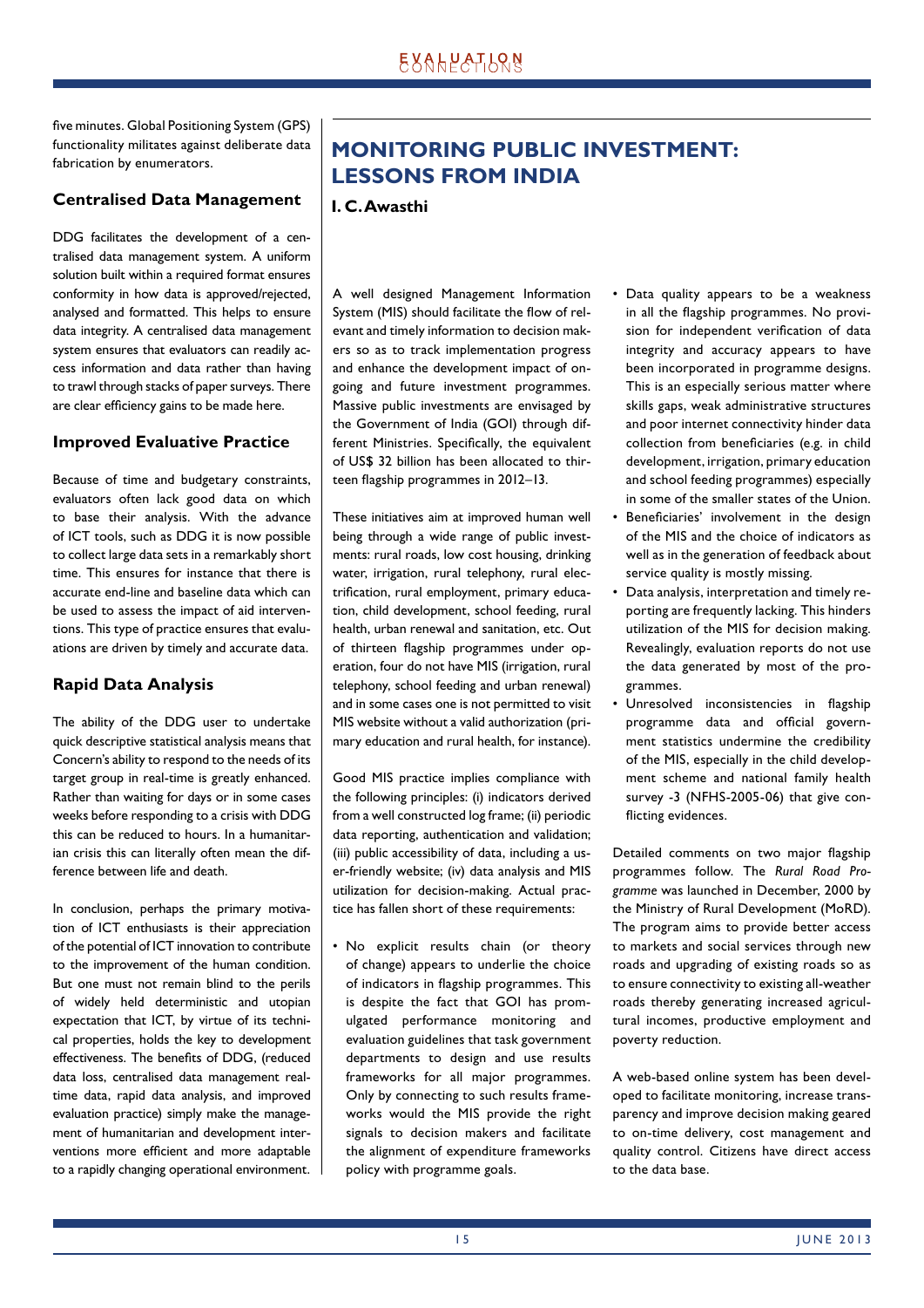five minutes. Global Positioning System (GPS) functionality militates against deliberate data fabrication by enumerators.

### Centralised Data Management

DDG facilitates the development of a centralised data management system. A uniform solution built within a required format ensures conformity in how data is approved/rejected, analysed and formatted. This helps to ensure data integrity. A centralised data management system ensures that evaluators can readily access information and data rather than having to trawl through stacks of paper surveys. There are clear efficiency gains to be made here.

### Improved Evaluative Practice

Because of time and budgetary constraints, evaluators often lack good data on which to base their analysis. With the advance of ICT tools, such as DDG it is now possible to collect large data sets in a remarkably short time. This ensures for instance that there is accurate end-line and baseline data which can be used to assess the impact of aid interventions. This type of practice ensures that evaluations are driven by timely and accurate data.

### Rapid Data Analysis

The ability of the DDG user to undertake quick descriptive statistical analysis means that Concern's ability to respond to the needs of its target group in real-time is greatly enhanced. Rather than waiting for days or in some cases weeks before responding to a crisis with DDG this can be reduced to hours. In a humanitarian crisis this can literally often mean the difference between life and death.

In conclusion, perhaps the primary motivation of ICT enthusiasts is their appreciation of the potential of ICT innovation to contribute to the improvement of the human condition. But one must not remain blind to the perils of widely held deterministic and utopian expectation that ICT, by virtue of its technical properties, holds the key to development effectiveness. The benefits of DDG, (reduced data loss, centralised data management real-time data, rapid data analysis, and improved evaluation practice) simply make the management of humanitarian and development interventions more efficient and more adaptable to a rapidly changing operational environment.

## MONITORING PUBLIC INVESTMENT: LESSONS FROM INDIA

**I. C. Awasthi**

A well designed Management Information System (MIS) should facilitate the flow of relevant and timely information to decision makers so as to track implementation progress and enhance the development impact of ongoing and future investment programmes. Massive public investments are envisaged by the Government of India (GOI) through different Ministries. Specifically, the equivalent of US$ 32 billion has been allocated to thirteen flagship programmes in 2012–13.

These initiatives aim at improved human well being through a wide range of public investments: rural roads, low cost housing, drinking water, irrigation, rural telephony, rural electrification, rural employment, primary education, child development, school feeding, rural health, urban renewal and sanitation, etc. Out of thirteen flagship programmes under operation, four do not have MIS (irrigation, rural telephony, school feeding and urban renewal) and in some cases one is not permitted to visit MIS website without a valid authorization (primary education and rural health, for instance).

Good MIS practice implies compliance with the following principles: (i) indicators derived from a well constructed log frame; (ii) periodic data reporting, authentication and validation; (iii) public accessibility of data, including a user-friendly website; (iv) data analysis and MIS utilization for decision-making. Actual practice has fallen short of these requirements:

- No explicit results chain (or theory of change) appears to underlie the choice of indicators in flagship programmes. This is despite the fact that GOI has promulgated performance monitoring and evaluation guidelines that task government departments to design and use results frameworks for all major programmes. Only by connecting to such results frameworks would the MIS provide the right signals to decision makers and facilitate the alignment of expenditure frameworks policy with programme goals.
- Data quality appears to be a weakness in all the flagship programmes. No provision for independent verification of data integrity and accuracy appears to have been incorporated in programme designs. This is an especially serious matter where skills gaps, weak administrative structures and poor internet connectivity hinder data collection from beneficiaries (e.g. in child development, irrigation, primary education and school feeding programmes) especially in some of the smaller states of the Union.
- Beneficiaries' involvement in the design of the MIS and the choice of indicators as well as in the generation of feedback about service quality is mostly missing.
- Data analysis, interpretation and timely reporting are frequently lacking. This hinders utilization of the MIS for decision making. Revealingly, evaluation reports do not use the data generated by most of the programmes.
- Unresolved inconsistencies in flagship programme data and official government statistics undermine the credibility of the MIS, especially in the child development scheme and national family health survey -3 (NFHS-2005-06) that give conflicting evidences.

Detailed comments on two major flagship programmes follow. The *Rural Road Programme* was launched in December, 2000 by the Ministry of Rural Development (MoRD). The program aims to provide better access to markets and social services through new roads and upgrading of existing roads so as to ensure connectivity to existing all-weather roads thereby generating increased agricultural incomes, productive employment and poverty reduction.

A web-based online system has been developed to facilitate monitoring, increase transparency and improve decision making geared to on-time delivery, cost management and quality control. Citizens have direct access to the data base.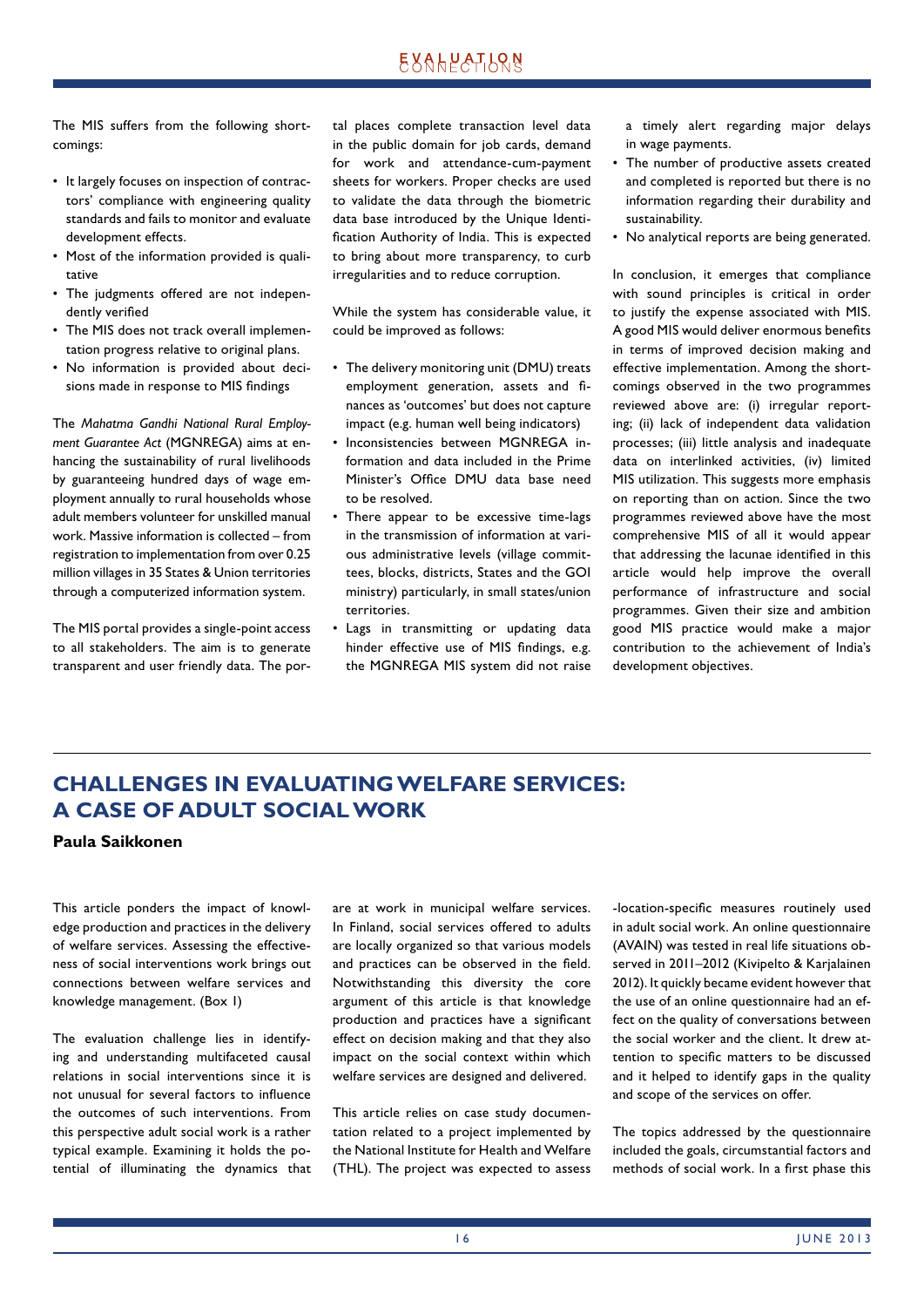The MIS suffers from the following shortcomings:

- It largely focuses on inspection of contractors' compliance with engineering quality standards and fails to monitor and evaluate development effects.
- Most of the information provided is qualitative
- The judgments offered are not independently verified
- The MIS does not track overall implementation progress relative to original plans.
- No information is provided about decisions made in response to MIS findings

The *Mahatma Gandhi National Rural Employment Guarantee Act* (MGNREGA) aims at enhancing the sustainability of rural livelihoods by guaranteeing hundred days of wage employment annually to rural households whose adult members volunteer for unskilled manual work. Massive information is collected – from registration to implementation from over 0.25 million villages in 35 States & Union territories through a computerized information system.

The MIS portal provides a single-point access to all stakeholders. The aim is to generate transparent and user friendly data. The portal places complete transaction level data in the public domain for job cards, demand for work and attendance-cum-payment sheets for workers. Proper checks are used to validate the data through the biometric data base introduced by the Unique Identification Authority of India. This is expected to bring about more transparency, to curb irregularities and to reduce corruption.

While the system has considerable value, it could be improved as follows:

- The delivery monitoring unit (DMU) treats employment generation, assets and finances as 'outcomes' but does not capture impact (e.g. human well being indicators)
- Inconsistencies between MGNREGA information and data included in the Prime Minister's Office DMU data base need to be resolved.
- There appear to be excessive time-lags in the transmission of information at various administrative levels (village committees, blocks, districts, States and the GOI ministry) particularly, in small states/union territories.
- Lags in transmitting or updating data hinder effective use of MIS findings, e.g. the MGNREGA MIS system did not raise a timely alert regarding major delays in wage payments.
- The number of productive assets created and completed is reported but there is no information regarding their durability and sustainability.
- No analytical reports are being generated.

In conclusion, it emerges that compliance with sound principles is critical in order to justify the expense associated with MIS. A good MIS would deliver enormous benefits in terms of improved decision making and effective implementation. Among the shortcomings observed in the two programmes reviewed above are: (i) irregular reporting; (ii) lack of independent data validation processes; (iii) little analysis and inadequate data on interlinked activities, (iv) limited MIS utilization. This suggests more emphasis on reporting than on action. Since the two programmes reviewed above have the most comprehensive MIS of all it would appear that addressing the lacunae identified in this article would help improve the overall performance of infrastructure and social programmes. Given their size and ambition good MIS practice would make a major contribution to the achievement of India's development objectives.

## CHALLENGES IN EVALUATING WELFARE SERVICES: A CASE OF ADULT SOCIAL WORK

**Paula Saikkonen**

This article ponders the impact of knowledge production and practices in the delivery of welfare services. Assessing the effectiveness of social interventions work brings out connections between welfare services and knowledge management. (Box 1)

The evaluation challenge lies in identifying and understanding multifaceted causal relations in social interventions since it is not unusual for several factors to influence the outcomes of such interventions. From this perspective adult social work is a rather typical example. Examining it holds the potential of illuminating the dynamics that are at work in municipal welfare services. In Finland, social services offered to adults are locally organized so that various models and practices can be observed in the field. Notwithstanding this diversity the core argument of this article is that knowledge production and practices have a significant effect on decision making and that they also impact on the social context within which welfare services are designed and delivered.

This article relies on case study documentation related to a project implemented by the National Institute for Health and Welfare (THL). The project was expected to assess -location-specific measures routinely used in adult social work. An online questionnaire (AVAIN) was tested in real life situations observed in 2011–2012 (Kivipelto & Karjalainen 2012). It quickly became evident however that the use of an online questionnaire had an effect on the quality of conversations between the social worker and the client. It drew attention to specific matters to be discussed and it helped to identify gaps in the quality and scope of the services on offer.

The topics addressed by the questionnaire included the goals, circumstantial factors and methods of social work. In a first phase this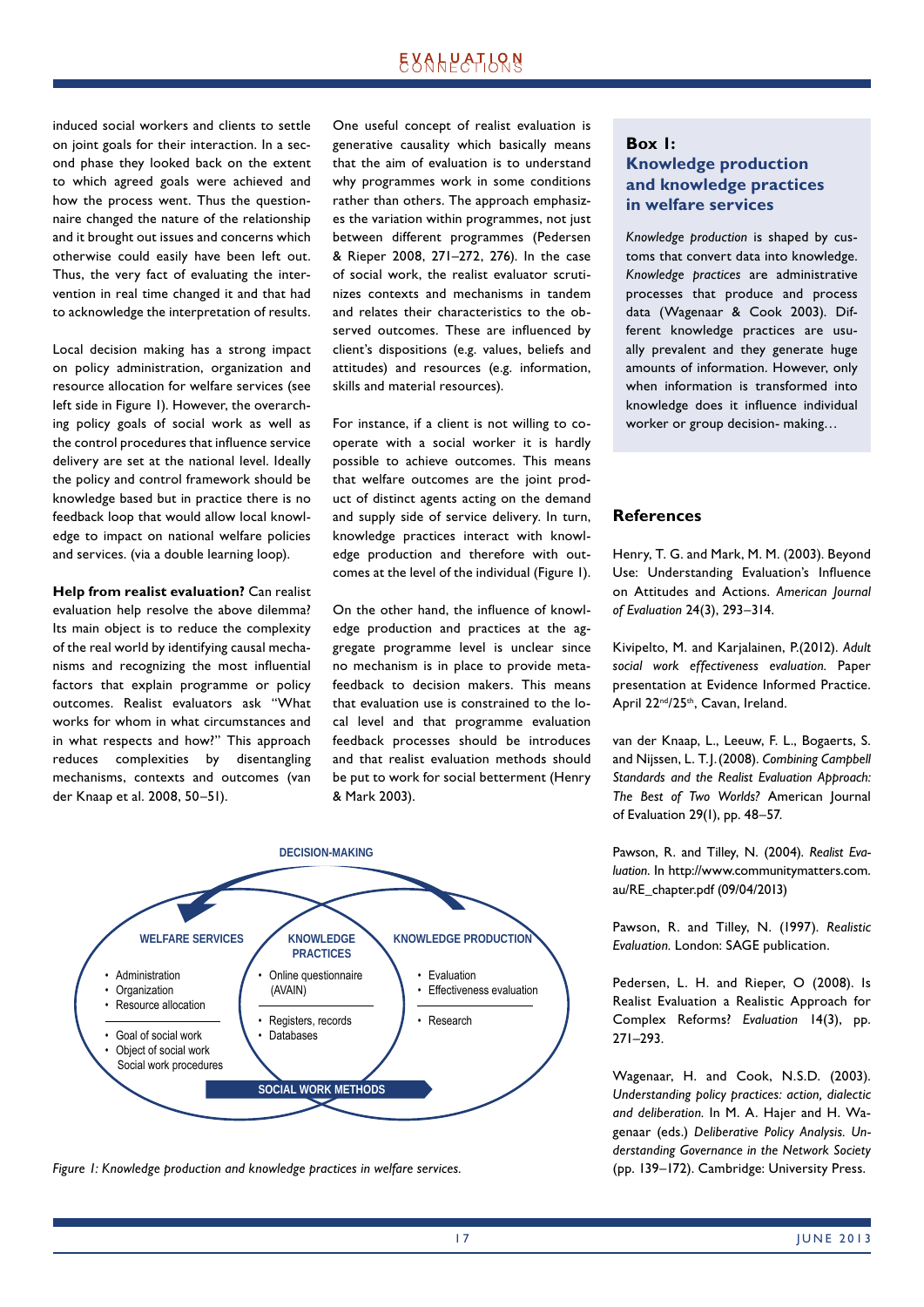induced social workers and clients to settle on joint goals for their interaction. In a second phase they looked back on the extent to which agreed goals were achieved and how the process went. Thus the questionnaire changed the nature of the relationship and it brought out issues and concerns which otherwise could easily have been left out. Thus, the very fact of evaluating the intervention in real time changed it and that had to acknowledge the interpretation of results.

Local decision making has a strong impact on policy administration, organization and resource allocation for welfare services (see left side in Figure 1). However, the overarching policy goals of social work as well as the control procedures that influence service delivery are set at the national level. Ideally the policy and control framework should be knowledge based but in practice there is no feedback loop that would allow local knowledge to impact on national welfare policies and services. (via a double learning loop).

**Help from realist evaluation?** Can realist evaluation help resolve the above dilemma? Its main object is to reduce the complexity of the real world by identifying causal mechanisms and recognizing the most influential factors that explain programme or policy outcomes. Realist evaluators ask "What works for whom in what circumstances and in what respects and how?" This approach reduces complexities by disentangling mechanisms, contexts and outcomes (van der Knaap et al. 2008, 50–51).

One useful concept of realist evaluation is generative causality which basically means that the aim of evaluation is to understand why programmes work in some conditions rather than others. The approach emphasizes the variation within programmes, not just between different programmes (Pedersen & Rieper 2008, 271–272, 276). In the case of social work, the realist evaluator scrutinizes contexts and mechanisms in tandem and relates their characteristics to the observed outcomes. These are influenced by client's dispositions (e.g. values, beliefs and attitudes) and resources (e.g. information, skills and material resources).

For instance, if a client is not willing to cooperate with a social worker it is hardly possible to achieve outcomes. This means that welfare outcomes are the joint product of distinct agents acting on the demand and supply side of service delivery. In turn, knowledge practices interact with knowledge production and therefore with outcomes at the level of the individual (Figure 1).

On the other hand, the influence of knowledge production and practices at the aggregate programme level is unclear since no mechanism is in place to provide meta-feedback to decision makers. This means that evaluation use is constrained to the local level and that programme evaluation feedback processes should be introduces and that realist evaluation methods should be put to work for social betterment (Henry & Mark 2003).

DECISION-MAKING

WELFARE SERVICES
- Administration
- Organization
- Resource allocation
- Goal of social work
- Object of social work
  Social work procedures

KNOWLEDGE PRACTICES
- Online questionnaire (AVAIN)
- Registers, records
- Databases

KNOWLEDGE PRODUCTION
- Evaluation
- Effectiveness evaluation
- Research

SOCIAL WORK METHODS

*Figure 1: Knowledge production and knowledge practices in welfare services.*

### Box 1: Knowledge production and knowledge practices in welfare services

*Knowledge production* is shaped by customs that convert data into knowledge. *Knowledge practices* are administrative processes that produce and process data (Wagenaar & Cook 2003). Different knowledge practices are usually prevalent and they generate huge amounts of information. However, only when information is transformed into knowledge does it influence individual worker or group decision- making…

## References

Henry, T. G. and Mark, M. M. (2003). Beyond Use: Understanding Evaluation's Influence on Attitudes and Actions. *American Journal of Evaluation* 24(3), 293–314.

Kivipelto, M. and Karjalainen, P.(2012). *Adult social work effectiveness evaluation.* Paper presentation at Evidence Informed Practice. April 22nd/25th, Cavan, Ireland.

van der Knaap, L., Leeuw, F. L., Bogaerts, S. and Nijssen, L. T. J. (2008). *Combining Campbell Standards and the Realist Evaluation Approach: The Best of Two Worlds?* American Journal of Evaluation 29(1), pp. 48–57.

Pawson, R. and Tilley, N. (2004). *Realist Evaluation.* In http://www.communitymatters.com.au/RE_chapter.pdf (09/04/2013)

Pawson, R. and Tilley, N. (1997). *Realistic Evaluation.* London: SAGE publication.

Pedersen, L. H. and Rieper, O (2008). Is Realist Evaluation a Realistic Approach for Complex Reforms? *Evaluation* 14(3), pp. 271–293.

Wagenaar, H. and Cook, N.S.D. (2003). *Understanding policy practices: action, dialectic and deliberation.* In M. A. Hajer and H. Wagenaar (eds.) *Deliberative Policy Analysis. Understanding Governance in the Network Society* (pp. 139–172). Cambridge: University Press.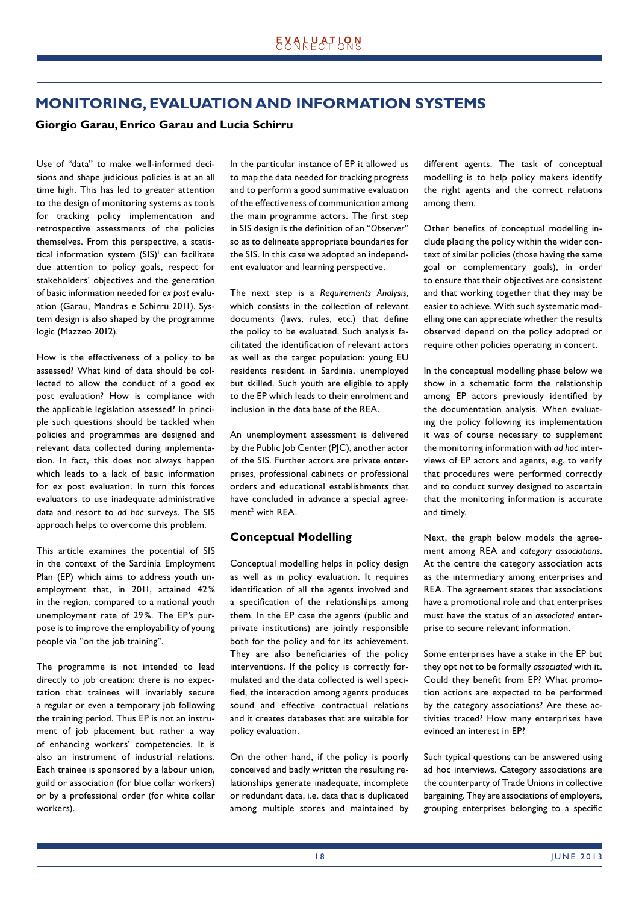## MONITORING, EVALUATION AND INFORMATION SYSTEMS

**Giorgio Garau, Enrico Garau and Lucia Schirru**

Use of "data" to make well-informed decisions and shape judicious policies is at an all time high. This has led to greater attention to the design of monitoring systems as tools for tracking policy implementation and retrospective assessments of the policies themselves. From this perspective, a statistical information system (SIS)[1] can facilitate due attention to policy goals, respect for stakeholders' objectives and the generation of basic information needed for *ex post* evaluation (Garau, Mandras e Schirru 2011). System design is also shaped by the programme logic (Mazzeo 2012).

How is the effectiveness of a policy to be assessed? What kind of data should be collected to allow the conduct of a good ex post evaluation? How is compliance with the applicable legislation assessed? In principle such questions should be tackled when policies and programmes are designed and relevant data collected during implementation. In fact, this does not always happen which leads to a lack of basic information for ex post evaluation. In turn this forces evaluators to use inadequate administrative data and resort to *ad hoc* surveys. The SIS approach helps to overcome this problem.

This article examines the potential of SIS in the context of the Sardinia Employment Plan (EP) which aims to address youth unemployment that, in 2011, attained 42% in the region, compared to a national youth unemployment rate of 29%. The EP's purpose is to improve the employability of young people via "on the job training".

The programme is not intended to lead directly to job creation: there is no expectation that trainees will invariably secure a regular or even a temporary job following the training period. Thus EP is not an instrument of job placement but rather a way of enhancing workers' competencies. It is also an instrument of industrial relations. Each trainee is sponsored by a labour union, guild or association (for blue collar workers) or by a professional order (for white collar workers).

In the particular instance of EP it allowed us to map the data needed for tracking progress and to perform a good summative evaluation of the effectiveness of communication among the main programme actors. The first step in SIS design is the definition of an "*Observer*" so as to delineate appropriate boundaries for the SIS. In this case we adopted an independent evaluator and learning perspective.

The next step is a *Requirements Analysis*, which consists in the collection of relevant documents (laws, rules, etc.) that define the policy to be evaluated. Such analysis facilitated the identification of relevant actors as well as the target population: young EU residents resident in Sardinia, unemployed but skilled. Such youth are eligible to apply to the EP which leads to their enrolment and inclusion in the data base of the REA.

An unemployment assessment is delivered by the Public Job Center (PJC), another actor of the SIS. Further actors are private enterprises, professional cabinets or professional orders and educational establishments that have concluded in advance a special agreement[2] with REA.

### Conceptual Modelling

Conceptual modelling helps in policy design as well as in policy evaluation. It requires identification of all the agents involved and a specification of the relationships among them. In the EP case the agents (public and private institutions) are jointly responsible both for the policy and for its achievement. They are also beneficiaries of the policy interventions. If the policy is correctly formulated and the data collected is well specified, the interaction among agents produces sound and effective contractual relations and it creates databases that are suitable for policy evaluation.

On the other hand, if the policy is poorly conceived and badly written the resulting relationships generate inadequate, incomplete or redundant data, i.e. data that is duplicated among multiple stores and maintained by different agents. The task of conceptual modelling is to help policy makers identify the right agents and the correct relations among them.

Other benefits of conceptual modelling include placing the policy within the wider context of similar policies (those having the same goal or complementary goals), in order to ensure that their objectives are consistent and that working together that they may be easier to achieve. With such systematic modelling one can appreciate whether the results observed depend on the policy adopted or require other policies operating in concert.

In the conceptual modelling phase below we show in a schematic form the relationship among EP actors previously identified by the documentation analysis. When evaluating the policy following its implementation it was of course necessary to supplement the monitoring information with *ad hoc* interviews of EP actors and agents, e.g. to verify that procedures were performed correctly and to conduct survey designed to ascertain that the monitoring information is accurate and timely.

Next, the graph below models the agreement among REA and *category associations*. At the centre the category association acts as the intermediary among enterprises and REA. The agreement states that associations have a promotional role and that enterprises must have the status of an *associated* enterprise to secure relevant information.

Some enterprises have a stake in the EP but they opt not to be formally *associated* with it. Could they benefit from EP? What promotion actions are expected to be performed by the category associations? Are these activities traced? How many enterprises have evinced an interest in EP?

Such typical questions can be answered using ad hoc interviews. Category associations are the counterparty of Trade Unions in collective bargaining. They are associations of employers, grouping enterprises belonging to a specific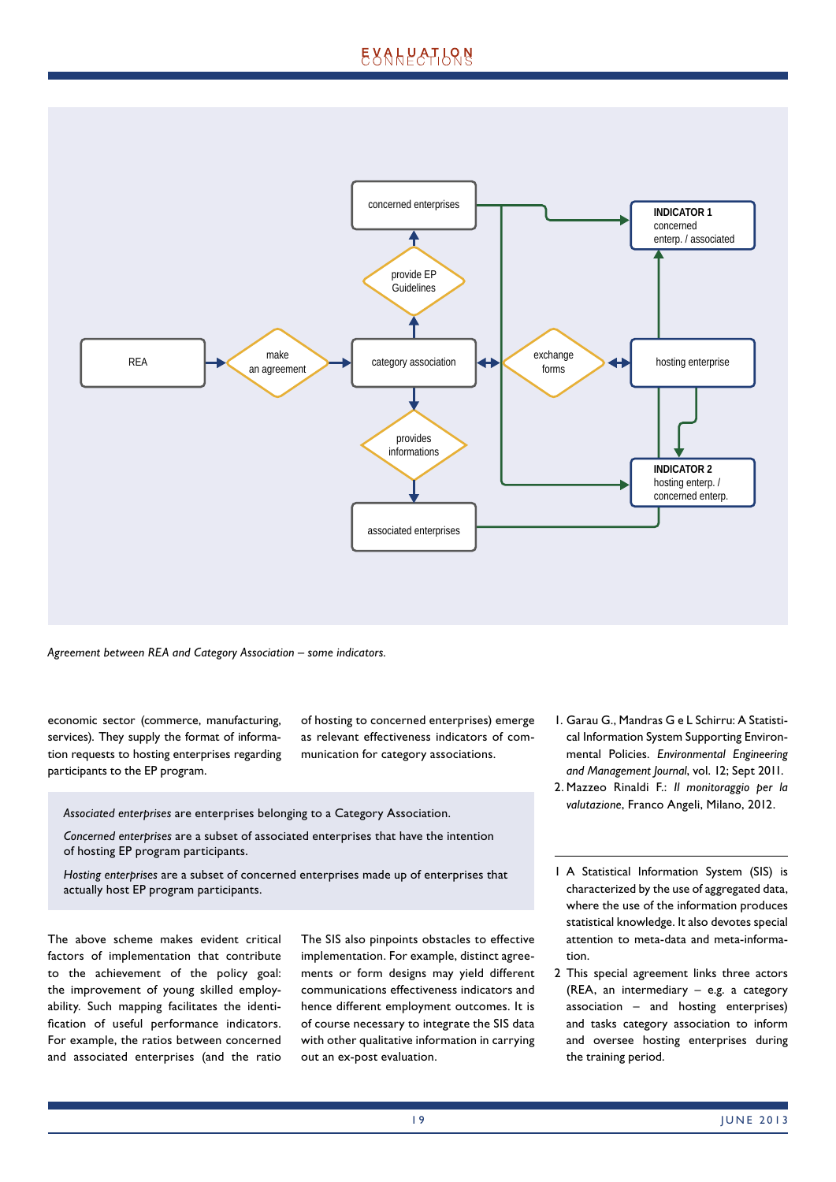*Agreement between REA and Category Association – some indicators.*

economic sector (commerce, manufacturing, services). They supply the format of information requests to hosting enterprises regarding participants to the EP program.

of hosting to concerned enterprises) emerge as relevant effectiveness indicators of communication for category associations.

*Associated enterprises* are enterprises belonging to a Category Association.

*Concerned enterprises* are a subset of associated enterprises that have the intention of hosting EP program participants.

*Hosting enterprises* are a subset of concerned enterprises made up of enterprises that actually host EP program participants.

The above scheme makes evident critical factors of implementation that contribute to the achievement of the policy goal: the improvement of young skilled employability. Such mapping facilitates the identification of useful performance indicators. For example, the ratios between concerned and associated enterprises (and the ratio

The SIS also pinpoints obstacles to effective implementation. For example, distinct agreements or form designs may yield different communications effectiveness indicators and hence different employment outcomes. It is of course necessary to integrate the SIS data with other qualitative information in carrying out an ex-post evaluation.

1. Garau G., Mandras G e L Schirru: A Statistical Information System Supporting Environmental Policies. *Environmental Engineering and Management Journal*, vol. 12; Sept 2011.
2. Mazzeo Rinaldi F.: *Il monitoraggio per la valutazione*, Franco Angeli, Milano, 2012.

---

1 A Statistical Information System (SIS) is characterized by the use of aggregated data, where the use of the information produces statistical knowledge. It also devotes special attention to meta-data and meta-information.

2 This special agreement links three actors (REA, an intermediary – e.g. a category association – and hosting enterprises) and tasks category association to inform and oversee hosting enterprises during the training period.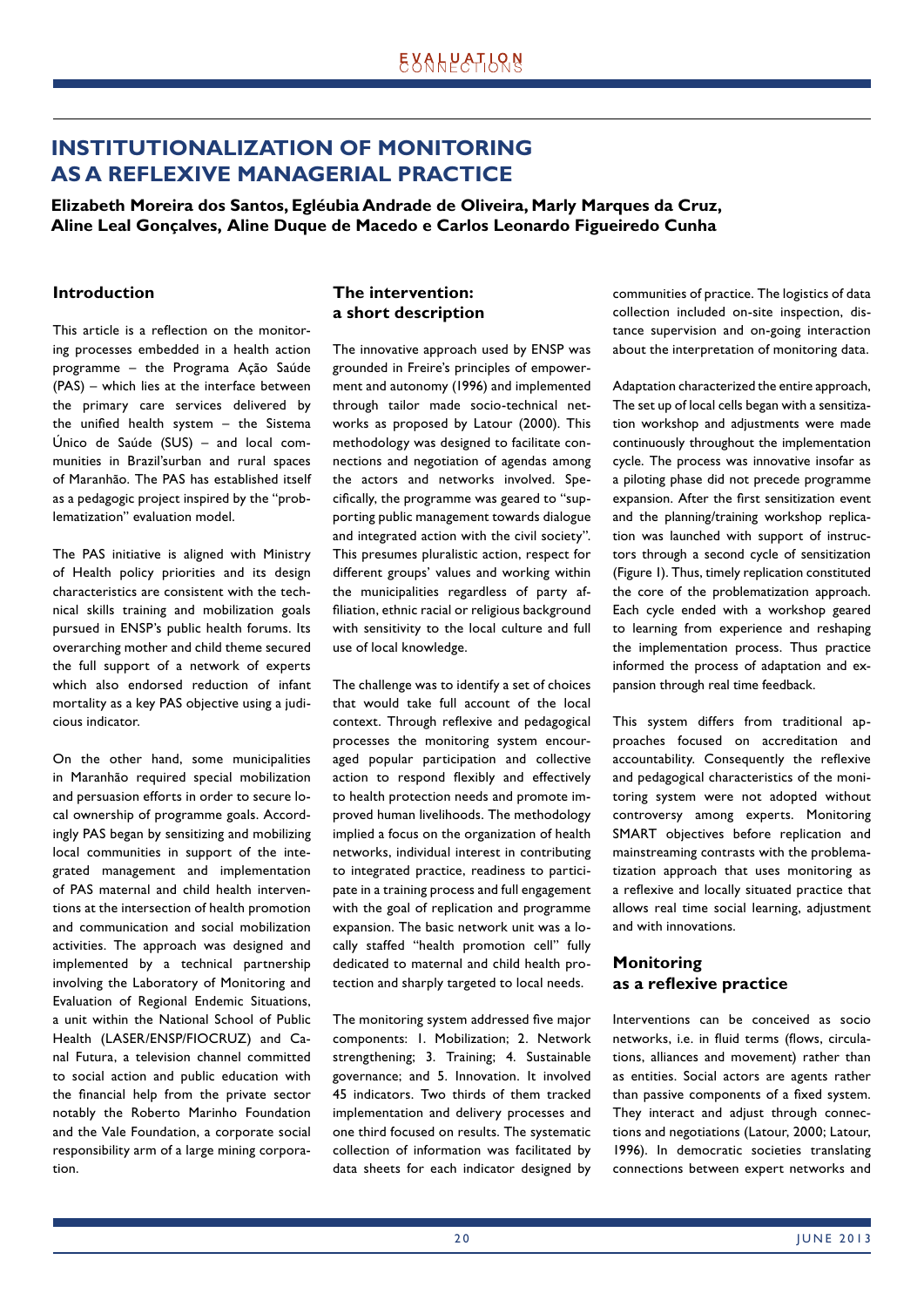# INSTITUTIONALIZATION OF MONITORING AS A REFLEXIVE MANAGERIAL PRACTICE

**Elizabeth Moreira dos Santos, Egléubia Andrade de Oliveira, Marly Marques da Cruz, Aline Leal Gonçalves, Aline Duque de Macedo e Carlos Leonardo Figueiredo Cunha**

## Introduction

This article is a reflection on the monitoring processes embedded in a health action programme – the Programa Ação Saúde (PAS) – which lies at the interface between the primary care services delivered by the unified health system – the Sistema Único de Saúde (SUS) – and local communities in Brazil'surban and rural spaces of Maranhão. The PAS has established itself as a pedagogic project inspired by the "problematization" evaluation model.

The PAS initiative is aligned with Ministry of Health policy priorities and its design characteristics are consistent with the technical skills training and mobilization goals pursued in ENSP's public health forums. Its overarching mother and child theme secured the full support of a network of experts which also endorsed reduction of infant mortality as a key PAS objective using a judicious indicator.

On the other hand, some municipalities in Maranhão required special mobilization and persuasion efforts in order to secure local ownership of programme goals. Accordingly PAS began by sensitizing and mobilizing local communities in support of the integrated management and implementation of PAS maternal and child health interventions at the intersection of health promotion and communication and social mobilization activities. The approach was designed and implemented by a technical partnership involving the Laboratory of Monitoring and Evaluation of Regional Endemic Situations, a unit within the National School of Public Health (LASER/ENSP/FIOCRUZ) and Canal Futura, a television channel committed to social action and public education with the financial help from the private sector notably the Roberto Marinho Foundation and the Vale Foundation, a corporate social responsibility arm of a large mining corporation.

## The intervention: a short description

The innovative approach used by ENSP was grounded in Freire's principles of empowerment and autonomy (1996) and implemented through tailor made socio-technical networks as proposed by Latour (2000). This methodology was designed to facilitate connections and negotiation of agendas among the actors and networks involved. Specifically, the programme was geared to "supporting public management towards dialogue and integrated action with the civil society". This presumes pluralistic action, respect for different groups' values and working within the municipalities regardless of party affiliation, ethnic racial or religious background with sensitivity to the local culture and full use of local knowledge.

The challenge was to identify a set of choices that would take full account of the local context. Through reflexive and pedagogical processes the monitoring system encouraged popular participation and collective action to respond flexibly and effectively to health protection needs and promote improved human livelihoods. The methodology implied a focus on the organization of health networks, individual interest in contributing to integrated practice, readiness to participate in a training process and full engagement with the goal of replication and programme expansion. The basic network unit was a locally staffed "health promotion cell" fully dedicated to maternal and child health protection and sharply targeted to local needs.

The monitoring system addressed five major components: 1. Mobilization; 2. Network strengthening; 3. Training; 4. Sustainable governance; and 5. Innovation. It involved 45 indicators. Two thirds of them tracked implementation and delivery processes and one third focused on results. The systematic collection of information was facilitated by data sheets for each indicator designed by communities of practice. The logistics of data collection included on-site inspection, distance supervision and on-going interaction about the interpretation of monitoring data.

Adaptation characterized the entire approach, The set up of local cells began with a sensitization workshop and adjustments were made continuously throughout the implementation cycle. The process was innovative insofar as a piloting phase did not precede programme expansion. After the first sensitization event and the planning/training workshop replication was launched with support of instructors through a second cycle of sensitization (Figure 1). Thus, timely replication constituted the core of the problematization approach. Each cycle ended with a workshop geared to learning from experience and reshaping the implementation process. Thus practice informed the process of adaptation and expansion through real time feedback.

This system differs from traditional approaches focused on accreditation and accountability. Consequently the reflexive and pedagogical characteristics of the monitoring system were not adopted without controversy among experts. Monitoring SMART objectives before replication and mainstreaming contrasts with the problematization approach that uses monitoring as a reflexive and locally situated practice that allows real time social learning, adjustment and with innovations.

## Monitoring as a reflexive practice

Interventions can be conceived as socio networks, i.e. in fluid terms (flows, circulations, alliances and movement) rather than as entities. Social actors are agents rather than passive components of a fixed system. They interact and adjust through connections and negotiations (Latour, 2000; Latour, 1996). In democratic societies translating connections between expert networks and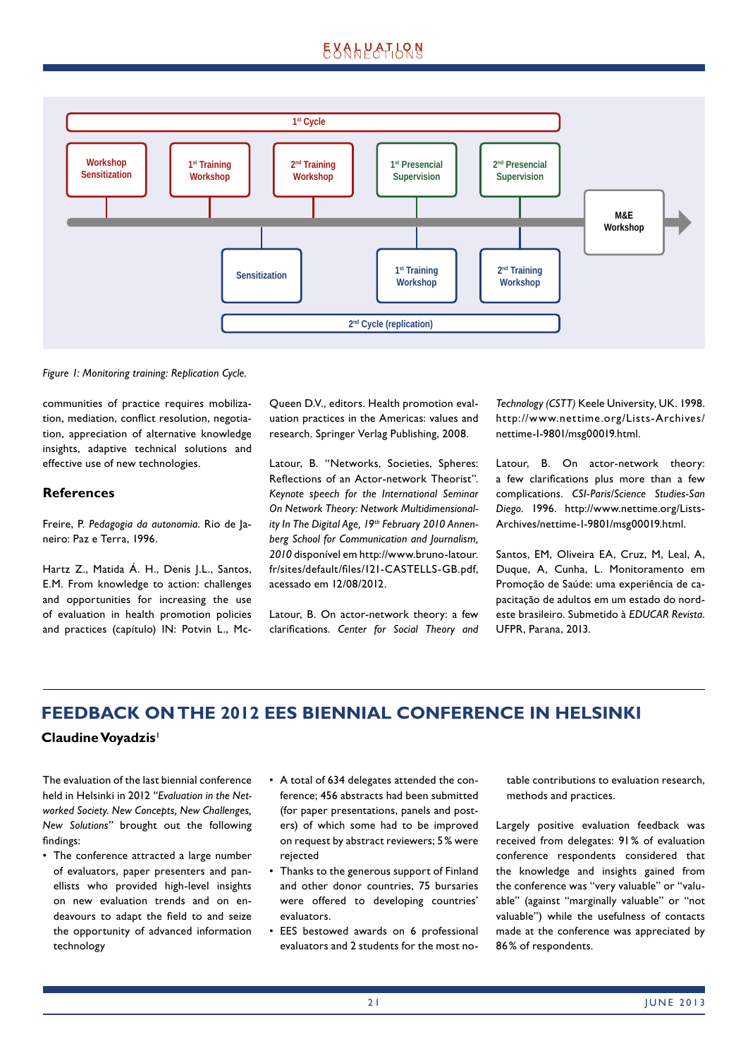1st Cycle

Workshop Sensitization | 1st Training Workshop | 2nd Training Workshop | 1st Presencial Supervision | 2nd Presencial Supervision | M&E Workshop

Sensitization | 1st Training Workshop | 2nd Training Workshop

2nd Cycle (replication)

*Figure 1: Monitoring training: Replication Cycle.*

communities of practice requires mobilization, mediation, conflict resolution, negotiation, appreciation of alternative knowledge insights, adaptive technical solutions and effective use of new technologies.

### References

Freire, P. *Pedagogia da autonomia.* Rio de Janeiro: Paz e Terra, 1996.

Hartz Z., Matida Á. H., Denis J.L., Santos, E.M. From knowledge to action: challenges and opportunities for increasing the use of evaluation in health promotion policies and practices (capítulo) IN: Potvin L., McQueen D.V., editors. Health promotion evaluation practices in the Americas: values and research. Springer Verlag Publishing, 2008.

Latour, B. "Networks, Societies, Spheres: Reflections of an Actor-network Theorist". *Keynote speech for the International Seminar On Network Theory: Network Multidimensionality In The Digital Age, 19th February 2010 Annenberg School for Communication and Journalism, 2010* disponível em http://www.bruno-latour.fr/sites/default/files/121-CASTELLS-GB.pdf, acessado em 12/08/2012.

Latour, B. On actor-network theory: a few clarifications. *Center for Social Theory and Technology (CSTT)* Keele University, UK. 1998. http://www.nettime.org/Lists-Archives/nettime-l-9801/msg00019.html.

Latour, B. On actor-network theory: a few clarifications plus more than a few complications. *CSI-Paris/Science Studies-San Diego.* 1996. http://www.nettime.org/Lists-Archives/nettime-l-9801/msg00019.html.

Santos, EM, Oliveira EA, Cruz, M, Leal, A, Duque, A, Cunha, L. Monitoramento em Promoção de Saúde: uma experiência de capacitação de adultos em um estado do nordeste brasileiro. Submetido à *EDUCAR Revista.* UFPR, Parana, 2013.

## FEEDBACK ON THE 2012 EES BIENNIAL CONFERENCE IN HELSINKI

**Claudine Voyadzis**[1]

The evaluation of the last biennial conference held in Helsinki in 2012 *"Evaluation in the Networked Society. New Concepts, New Challenges, New Solutions"* brought out the following findings:

- The conference attracted a large number of evaluators, paper presenters and panellists who provided high-level insights on new evaluation trends and on endeavours to adapt the field to and seize the opportunity of advanced information technology
- A total of 634 delegates attended the conference; 456 abstracts had been submitted (for paper presentations, panels and posters) of which some had to be improved on request by abstract reviewers; 5% were rejected
- Thanks to the generous support of Finland and other donor countries, 75 bursaries were offered to developing countries' evaluators.
- EES bestowed awards on 6 professional evaluators and 2 students for the most notable contributions to evaluation research, methods and practices.

Largely positive evaluation feedback was received from delegates: 91% of evaluation conference respondents considered that the knowledge and insights gained from the conference was "very valuable" or "valuable" (against "marginally valuable" or "not valuable") while the usefulness of contacts made at the conference was appreciated by 86% of respondents.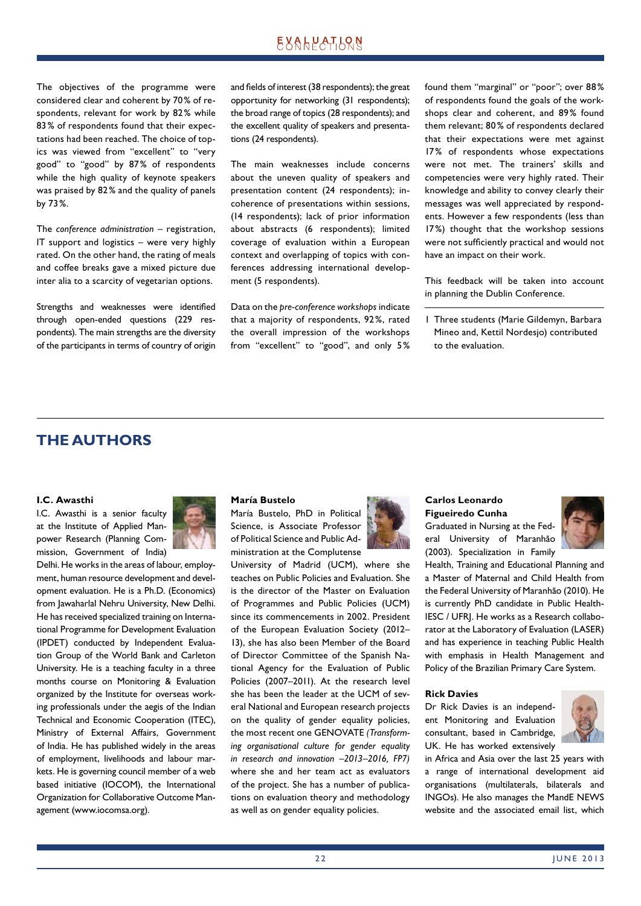The objectives of the programme were considered clear and coherent by 70% of respondents, relevant for work by 82% while 83% of respondents found that their expectations had been reached. The choice of topics was viewed from "excellent" to "very good" to "good" by 87% of respondents while the high quality of keynote speakers was praised by 82% and the quality of panels by 73%.

The *conference administration* – registration, IT support and logistics – were very highly rated. On the other hand, the rating of meals and coffee breaks gave a mixed picture due inter alia to a scarcity of vegetarian options.

Strengths and weaknesses were identified through open-ended questions (229 respondents). The main strengths are the diversity of the participants in terms of country of origin and fields of interest (38 respondents); the great opportunity for networking (31 respondents); the broad range of topics (28 respondents); and the excellent quality of speakers and presentations (24 respondents).

The main weaknesses include concerns about the uneven quality of speakers and presentation content (24 respondents); incoherence of presentations within sessions, (14 respondents); lack of prior information about abstracts (6 respondents); limited coverage of evaluation within a European context and overlapping of topics with conferences addressing international development (5 respondents).

Data on the *pre-conference workshops* indicate that a majority of respondents, 92%, rated the overall impression of the workshops from "excellent" to "good", and only 5% found them "marginal" or "poor"; over 88% of respondents found the goals of the workshops clear and coherent, and 89% found them relevant; 80% of respondents declared that their expectations were met against 17% of respondents whose expectations were not met. The trainers' skills and competencies were very highly rated. Their knowledge and ability to convey clearly their messages was well appreciated by respondents. However a few respondents (less than 17%) thought that the workshop sessions were not sufficiently practical and would not have an impact on their work.

This feedback will be taken into account in planning the Dublin Conference.

1 Three students (Marie Gildemyn, Barbara Mineo and, Kettil Nordesjo) contributed to the evaluation.

## THE AUTHORS

**I.C. Awasthi**

I.C. Awasthi is a senior faculty at the Institute of Applied Manpower Research (Planning Commission, Government of India) Delhi. He works in the areas of labour, employment, human resource development and development evaluation. He is a Ph.D. (Economics) from Jawaharlal Nehru University, New Delhi. He has received specialized training on International Programme for Development Evaluation (IPDET) conducted by Independent Evaluation Group of the World Bank and Carleton University. He is a teaching faculty in a three months course on Monitoring & Evaluation organized by the Institute for overseas working professionals under the aegis of the Indian Technical and Economic Cooperation (ITEC), Ministry of External Affairs, Government of India. He has published widely in the areas of employment, livelihoods and labour markets. He is governing council member of a web based initiative (IOCOM), the International Organization for Collaborative Outcome Management (www.iocomsa.org).

**María Bustelo**

María Bustelo, PhD in Political Science, is Associate Professor of Political Science and Public Administration at the Complutense University of Madrid (UCM), where she teaches on Public Policies and Evaluation. She is the director of the Master on Evaluation of Programmes and Public Policies (UCM) since its commencements in 2002. President of the European Evaluation Society (2012–13), she has also been Member of the Board of Director Committee of the Spanish National Agency for the Evaluation of Public Policies (2007–2011). At the research level she has been the leader at the UCM of several National and European research projects on the quality of gender equality policies, the most recent one GENOVATE *(Transforming organisational culture for gender equality in research and innovation –2013–2016, FP7)* where she and her team act as evaluators of the project. She has a number of publications on evaluation theory and methodology as well as on gender equality policies.

**Carlos Leonardo Figueiredo Cunha**

Graduated in Nursing at the Federal University of Maranhão (2003). Specialization in Family Health, Training and Educational Planning and a Master of Maternal and Child Health from the Federal University of Maranhão (2010). He is currently PhD candidate in Public Health-IESC / UFRJ. He works as a Research collaborator at the Laboratory of Evaluation (LASER) and has experience in teaching Public Health with emphasis in Health Management and Policy of the Brazilian Primary Care System.

**Rick Davies**

Dr Rick Davies is an independent Monitoring and Evaluation consultant, based in Cambridge, UK. He has worked extensively in Africa and Asia over the last 25 years with a range of international development aid organisations (multilaterals, bilaterals and INGOs). He also manages the MandE NEWS website and the associated email list, which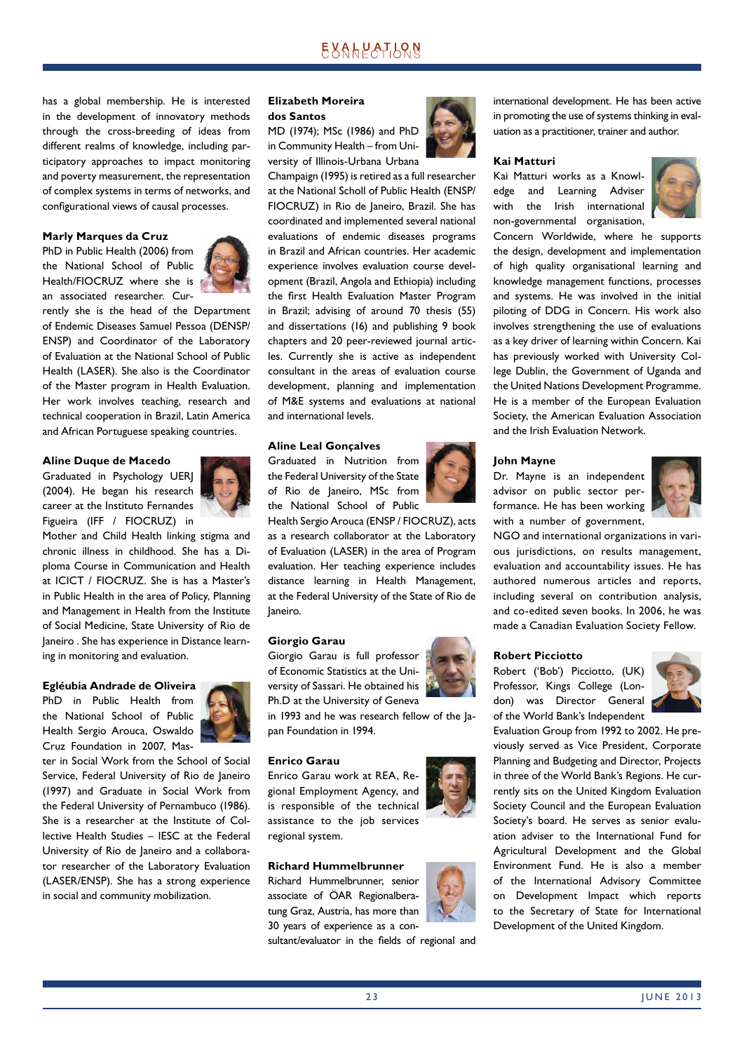has a global membership. He is interested in the development of innovatory methods through the cross-breeding of ideas from different realms of knowledge, including participatory approaches to impact monitoring and poverty measurement, the representation of complex systems in terms of networks, and configurational views of causal processes.

**Marly Marques da Cruz**

PhD in Public Health (2006) from the National School of Public Health/FIOCRUZ where she is an associated researcher. Currently she is the head of the Department of Endemic Diseases Samuel Pessoa (DENSP/ENSP) and Coordinator of the Laboratory of Evaluation at the National School of Public Health (LASER). She also is the Coordinator of the Master program in Health Evaluation. Her work involves teaching, research and technical cooperation in Brazil, Latin America and African Portuguese speaking countries.

**Aline Duque de Macedo**

Graduated in Psychology UERJ (2004). He began his research career at the Instituto Fernandes Figueira (IFF / FIOCRUZ) in Mother and Child Health linking stigma and chronic illness in childhood. She has a Diploma Course in Communication and Health at ICICT / FIOCRUZ. She is has a Master's in Public Health in the area of Policy, Planning and Management in Health from the Institute of Social Medicine, State University of Rio de Janeiro . She has experience in Distance learning in monitoring and evaluation.

**Egléubia Andrade de Oliveira**

PhD in Public Health from the National School of Public Health Sergio Arouca, Oswaldo Cruz Foundation in 2007, Master in Social Work from the School of Social Service, Federal University of Rio de Janeiro (1997) and Graduate in Social Work from the Federal University of Pernambuco (1986). She is a researcher at the Institute of Collective Health Studies – IESC at the Federal University of Rio de Janeiro and a collaborator researcher of the Laboratory Evaluation (LASER/ENSP). She has a strong experience in social and community mobilization.

**Elizabeth Moreira dos Santos**

MD (1974); MSc (1986) and PhD in Community Health – from University of Illinois-Urbana Urbana Champaign (1995) is retired as a full researcher at the National Scholl of Public Health (ENSP/FIOCRUZ) in Rio de Janeiro, Brazil. She has coordinated and implemented several national evaluations of endemic diseases programs in Brazil and African countries. Her academic experience involves evaluation course development (Brazil, Angola and Ethiopia) including the first Health Evaluation Master Program in Brazil; advising of around 70 thesis (55) and dissertations (16) and publishing 9 book chapters and 20 peer-reviewed journal articles. Currently she is active as independent consultant in the areas of evaluation course development, planning and implementation of M&E systems and evaluations at national and international levels.

**Aline Leal Gonçalves**

Graduated in Nutrition from the Federal University of the State of Rio de Janeiro, MSc from the National School of Public Health Sergio Arouca (ENSP / FIOCRUZ), acts as a research collaborator at the Laboratory of Evaluation (LASER) in the area of Program evaluation. Her teaching experience includes distance learning in Health Management, at the Federal University of the State of Rio de Janeiro.

**Giorgio Garau**

Giorgio Garau is full professor of Economic Statistics at the University of Sassari. He obtained his Ph.D at the University of Geneva in 1993 and he was research fellow of the Japan Foundation in 1994.

**Enrico Garau**

Enrico Garau work at REA, Regional Employment Agency, and is responsible of the technical assistance to the job services regional system.

**Richard Hummelbrunner**

Richard Hummelbrunner, senior associate of ÖAR Regionalberatung Graz, Austria, has more than 30 years of experience as a consultant/evaluator in the fields of regional and international development. He has been active in promoting the use of systems thinking in evaluation as a practitioner, trainer and author.

**Kai Matturi**

Kai Matturi works as a Knowledge and Learning Adviser with the Irish international non-governmental organisation, Concern Worldwide, where he supports the design, development and implementation of high quality organisational learning and knowledge management functions, processes and systems. He was involved in the initial piloting of DDG in Concern. His work also involves strengthening the use of evaluations as a key driver of learning within Concern. Kai has previously worked with University College Dublin, the Government of Uganda and the United Nations Development Programme. He is a member of the European Evaluation Society, the American Evaluation Association and the Irish Evaluation Network.

**John Mayne**

Dr. Mayne is an independent advisor on public sector performance. He has been working with a number of government, NGO and international organizations in various jurisdictions, on results management, evaluation and accountability issues. He has authored numerous articles and reports, including several on contribution analysis, and co-edited seven books. In 2006, he was made a Canadian Evaluation Society Fellow.

**Robert Picciotto**

Robert ('Bob') Picciotto, (UK) Professor, Kings College (London) was Director General of the World Bank's Independent Evaluation Group from 1992 to 2002. He previously served as Vice President, Corporate Planning and Budgeting and Director, Projects in three of the World Bank's Regions. He currently sits on the United Kingdom Evaluation Society Council and the European Evaluation Society's board. He serves as senior evaluation adviser to the International Fund for Agricultural Development and the Global Environment Fund. He is also a member of the International Advisory Committee on Development Impact which reports to the Secretary of State for International Development of the United Kingdom.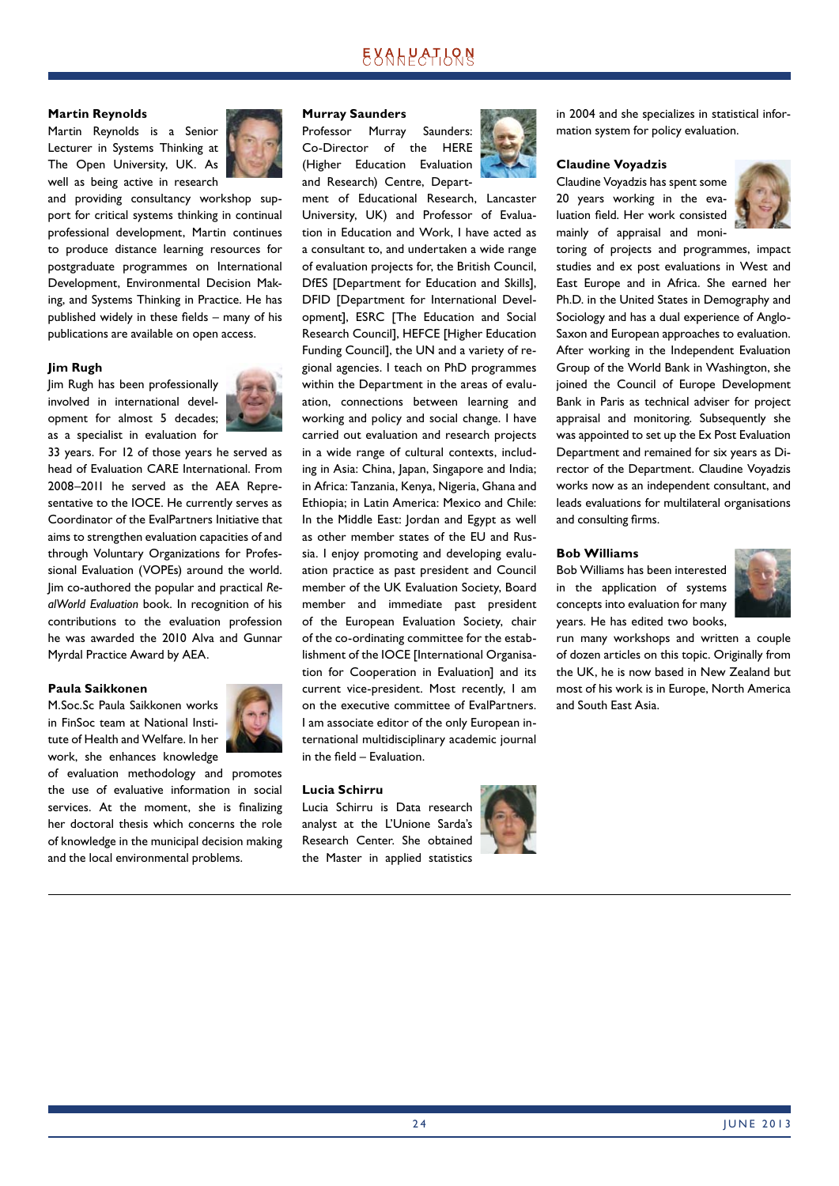**Martin Reynolds**

Martin Reynolds is a Senior Lecturer in Systems Thinking at The Open University, UK. As well as being active in research and providing consultancy workshop support for critical systems thinking in continual professional development, Martin continues to produce distance learning resources for postgraduate programmes on International Development, Environmental Decision Making, and Systems Thinking in Practice. He has published widely in these fields – many of his publications are available on open access.

**Jim Rugh**

Jim Rugh has been professionally involved in international development for almost 5 decades; as a specialist in evaluation for 33 years. For 12 of those years he served as head of Evaluation CARE International. From 2008–2011 he served as the AEA Representative to the IOCE. He currently serves as Coordinator of the EvalPartners Initiative that aims to strengthen evaluation capacities of and through Voluntary Organizations for Professional Evaluation (VOPEs) around the world. Jim co-authored the popular and practical *RealWorld Evaluation* book. In recognition of his contributions to the evaluation profession he was awarded the 2010 Alva and Gunnar Myrdal Practice Award by AEA.

**Paula Saikkonen**

M.Soc.Sc Paula Saikkonen works in FinSoc team at National Institute of Health and Welfare. In her work, she enhances knowledge of evaluation methodology and promotes the use of evaluative information in social services. At the moment, she is finalizing her doctoral thesis which concerns the role of knowledge in the municipal decision making and the local environmental problems.

**Murray Saunders**

Professor Murray Saunders: Co-Director of the HERE (Higher Education Evaluation and Research) Centre, Department of Educational Research, Lancaster University, UK) and Professor of Evaluation in Education and Work, I have acted as a consultant to, and undertaken a wide range of evaluation projects for, the British Council, DfES [Department for Education and Skills], DFID [Department for International Development], ESRC [The Education and Social Research Council], HEFCE [Higher Education Funding Council], the UN and a variety of regional agencies. I teach on PhD programmes within the Department in the areas of evaluation, connections between learning and working and policy and social change. I have carried out evaluation and research projects in a wide range of cultural contexts, including in Asia: China, Japan, Singapore and India; in Africa: Tanzania, Kenya, Nigeria, Ghana and Ethiopia; in Latin America: Mexico and Chile: In the Middle East: Jordan and Egypt as well as other member states of the EU and Russia. I enjoy promoting and developing evaluation practice as past president and Council member of the UK Evaluation Society, Board member and immediate past president of the European Evaluation Society, chair of the co-ordinating committee for the establishment of the IOCE [International Organisation for Cooperation in Evaluation] and its current vice-president. Most recently, I am on the executive committee of EvalPartners. I am associate editor of the only European international multidisciplinary academic journal in the field – Evaluation.

**Lucia Schirru**

Lucia Schirru is Data research analyst at the L'Unione Sarda's Research Center. She obtained the Master in applied statistics in 2004 and she specializes in statistical information system for policy evaluation.

**Claudine Voyadzis**

Claudine Voyadzis has spent some 20 years working in the evaluation field. Her work consisted mainly of appraisal and monitoring of projects and programmes, impact studies and ex post evaluations in West and East Europe and in Africa. She earned her Ph.D. in the United States in Demography and Sociology and has a dual experience of Anglo-Saxon and European approaches to evaluation. After working in the Independent Evaluation Group of the World Bank in Washington, she joined the Council of Europe Development Bank in Paris as technical adviser for project appraisal and monitoring. Subsequently she was appointed to set up the Ex Post Evaluation Department and remained for six years as Director of the Department. Claudine Voyadzis works now as an independent consultant, and leads evaluations for multilateral organisations and consulting firms.

**Bob Williams**

Bob Williams has been interested in the application of systems concepts into evaluation for many years. He has edited two books, run many workshops and written a couple of dozen articles on this topic. Originally from the UK, he is now based in New Zealand but most of his work is in Europe, North America and South East Asia.